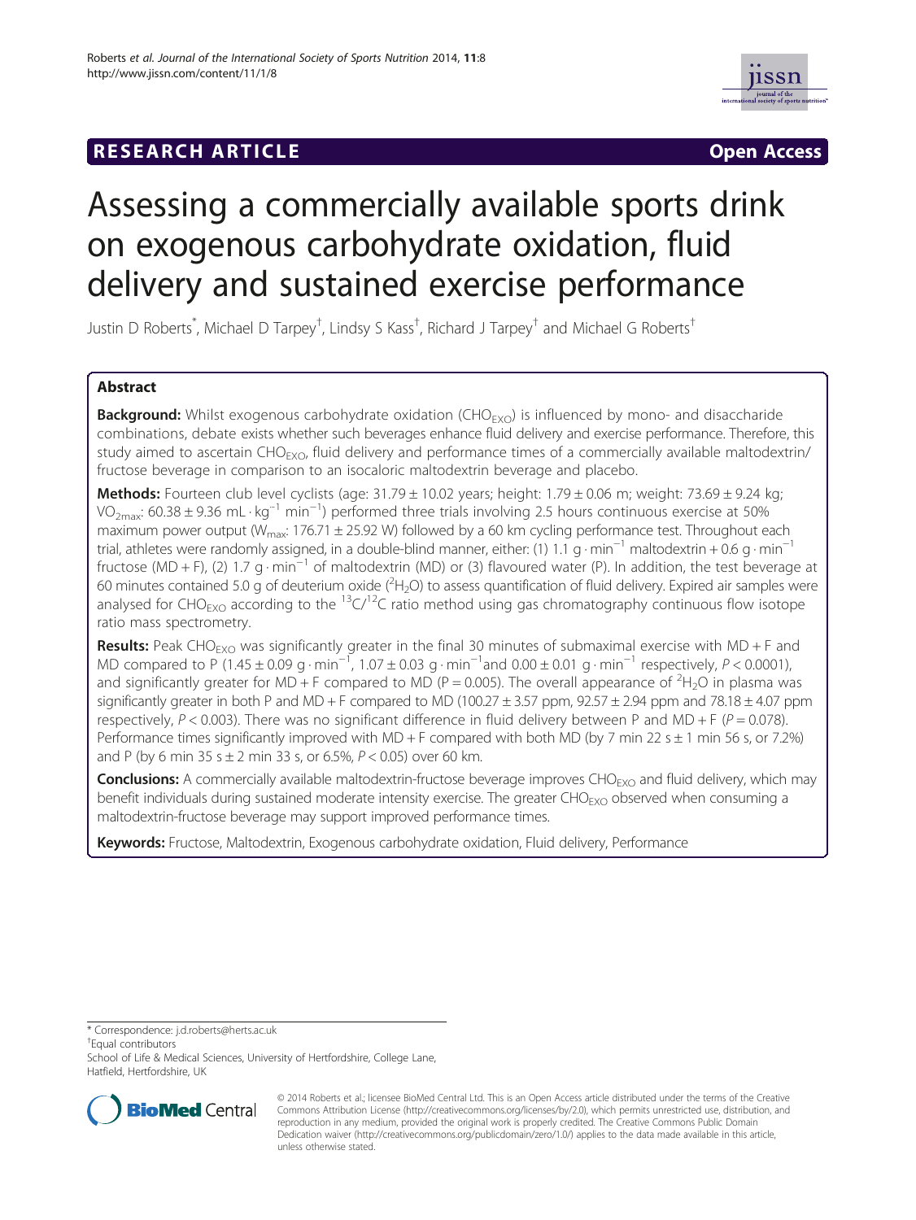RESEARCH ARTICLE

Open Access

# Assessing a commercially available sports drink on exogenous carbohydrate oxidation, fluid delivery and sustained exercise performance

Justin D Roberts*, Michael D Tarpey†, Lindsy S Kass†, Richard J Tarpey† and Michael G Roberts†

## Abstract

**Background:** Whilst exogenous carbohydrate oxidation ($CHO_{EXO}$) is influenced by mono- and disaccharide combinations, debate exists whether such beverages enhance fluid delivery and exercise performance. Therefore, this study aimed to ascertain $CHO_{EXO}$, fluid delivery and performance times of a commercially available maltodextrin/fructose beverage in comparison to an isocaloric maltodextrin beverage and placebo.

**Methods:** Fourteen club level cyclists (age: 31.79 ± 10.02 years; height: 1.79 ± 0.06 m; weight: 73.69 ± 9.24 kg; $VO_{2max}$: 60.38 ± 9.36 $mL \cdot kg^{-1}\ min^{-1}$) performed three trials involving 2.5 hours continuous exercise at 50% maximum power output ($W_{max}$: 176.71 ± 25.92 W) followed by a 60 km cycling performance test. Throughout each trial, athletes were randomly assigned, in a double-blind manner, either: (1) 1.1 $g \cdot min^{-1}$ maltodextrin + 0.6 $g \cdot min^{-1}$ fructose (MD + F), (2) 1.7 $g \cdot min^{-1}$ of maltodextrin (MD) or (3) flavoured water (P). In addition, the test beverage at 60 minutes contained 5.0 g of deuterium oxide ($^2H_2O$) to assess quantification of fluid delivery. Expired air samples were analysed for $CHO_{EXO}$ according to the $^{13}C/^{12}C$ ratio method using gas chromatography continuous flow isotope ratio mass spectrometry.

**Results:** Peak $CHO_{EXO}$ was significantly greater in the final 30 minutes of submaximal exercise with MD + F and MD compared to P (1.45 ± 0.09 $g \cdot min^{-1}$, 1.07 ± 0.03 $g \cdot min^{-1}$ and 0.00 ± 0.01 $g \cdot min^{-1}$ respectively, $P < 0.0001$), and significantly greater for MD + F compared to MD ($P = 0.005$). The overall appearance of $^2H_2O$ in plasma was significantly greater in both P and MD + F compared to MD (100.27 ± 3.57 ppm, 92.57 ± 2.94 ppm and 78.18 ± 4.07 ppm respectively, $P < 0.003$). There was no significant difference in fluid delivery between P and MD + F ($P = 0.078$). Performance times significantly improved with MD + F compared with both MD (by 7 min 22 s ± 1 min 56 s, or 7.2%) and P (by 6 min 35 s ± 2 min 33 s, or 6.5%, $P < 0.05$) over 60 km.

**Conclusions:** A commercially available maltodextrin-fructose beverage improves $CHO_{EXO}$ and fluid delivery, which may benefit individuals during sustained moderate intensity exercise. The greater $CHO_{EXO}$ observed when consuming a maltodextrin-fructose beverage may support improved performance times.

**Keywords:** Fructose, Maltodextrin, Exogenous carbohydrate oxidation, Fluid delivery, Performance

---

* Correspondence: j.d.roberts@herts.ac.uk
†Equal contributors
School of Life & Medical Sciences, University of Hertfordshire, College Lane, Hatfield, Hertfordshire, UK

© 2014 Roberts et al.; licensee BioMed Central Ltd. This is an Open Access article distributed under the terms of the Creative Commons Attribution License (http://creativecommons.org/licenses/by/2.0), which permits unrestricted use, distribution, and reproduction in any medium, provided the original work is properly credited. The Creative Commons Public Domain Dedication waiver (http://creativecommons.org/publicdomain/zero/1.0/) applies to the data made available in this article, unless otherwise stated.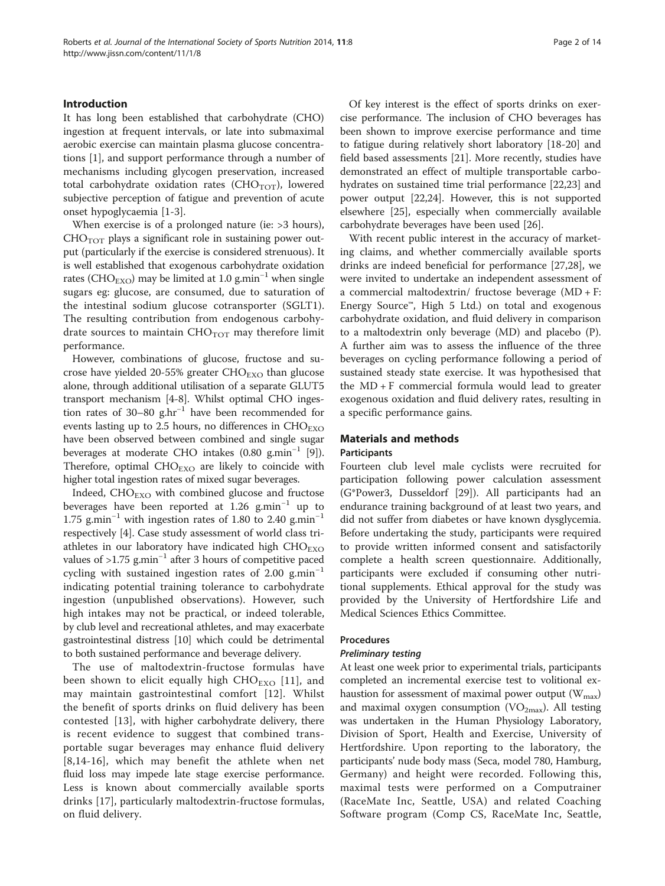## Introduction

It has long been established that carbohydrate (CHO) ingestion at frequent intervals, or late into submaximal aerobic exercise can maintain plasma glucose concentrations [1], and support performance through a number of mechanisms including glycogen preservation, increased total carbohydrate oxidation rates ($CHO_{TOT}$), lowered subjective perception of fatigue and prevention of acute onset hypoglycaemia [1-3].

When exercise is of a prolonged nature (ie: >3 hours), $CHO_{TOT}$ plays a significant role in sustaining power output (particularly if the exercise is considered strenuous). It is well established that exogenous carbohydrate oxidation rates ($CHO_{EXO}$) may be limited at 1.0 $g.min^{-1}$ when single sugars eg: glucose, are consumed, due to saturation of the intestinal sodium glucose cotransporter (SGLT1). The resulting contribution from endogenous carbohydrate sources to maintain $CHO_{TOT}$ may therefore limit performance.

However, combinations of glucose, fructose and sucrose have yielded 20-55% greater $CHO_{EXO}$ than glucose alone, through additional utilisation of a separate GLUT5 transport mechanism [4-8]. Whilst optimal CHO ingestion rates of 30–80 $g.hr^{-1}$ have been recommended for events lasting up to 2.5 hours, no differences in $CHO_{EXO}$ have been observed between combined and single sugar beverages at moderate CHO intakes (0.80 $g.min^{-1}$ [9]). Therefore, optimal $CHO_{EXO}$ are likely to coincide with higher total ingestion rates of mixed sugar beverages.

Indeed, $CHO_{EXO}$ with combined glucose and fructose beverages have been reported at 1.26 $g.min^{-1}$ up to 1.75 $g.min^{-1}$ with ingestion rates of 1.80 to 2.40 $g.min^{-1}$ respectively [4]. Case study assessment of world class triathletes in our laboratory have indicated high $CHO_{EXO}$ values of >1.75 $g.min^{-1}$ after 3 hours of competitive paced cycling with sustained ingestion rates of 2.00 $g.min^{-1}$ indicating potential training tolerance to carbohydrate ingestion (unpublished observations). However, such high intakes may not be practical, or indeed tolerable, by club level and recreational athletes, and may exacerbate gastrointestinal distress [10] which could be detrimental to both sustained performance and beverage delivery.

The use of maltodextrin-fructose formulas have been shown to elicit equally high $CHO_{EXO}$ [11], and may maintain gastrointestinal comfort [12]. Whilst the benefit of sports drinks on fluid delivery has been contested [13], with higher carbohydrate delivery, there is recent evidence to suggest that combined transportable sugar beverages may enhance fluid delivery [8,14-16], which may benefit the athlete when net fluid loss may impede late stage exercise performance. Less is known about commercially available sports drinks [17], particularly maltodextrin-fructose formulas, on fluid delivery.

Of key interest is the effect of sports drinks on exercise performance. The inclusion of CHO beverages has been shown to improve exercise performance and time to fatigue during relatively short laboratory [18-20] and field based assessments [21]. More recently, studies have demonstrated an effect of multiple transportable carbohydrates on sustained time trial performance [22,23] and power output [22,24]. However, this is not supported elsewhere [25], especially when commercially available carbohydrate beverages have been used [26].

With recent public interest in the accuracy of marketing claims, and whether commercially available sports drinks are indeed beneficial for performance [27,28], we were invited to undertake an independent assessment of a commercial maltodextrin/ fructose beverage (MD + F: Energy Source™, High 5 Ltd.) on total and exogenous carbohydrate oxidation, and fluid delivery in comparison to a maltodextrin only beverage (MD) and placebo (P). A further aim was to assess the influence of the three beverages on cycling performance following a period of sustained steady state exercise. It was hypothesised that the MD + F commercial formula would lead to greater exogenous oxidation and fluid delivery rates, resulting in a specific performance gains.

## Materials and methods

### Participants

Fourteen club level male cyclists were recruited for participation following power calculation assessment (G*Power3, Dusseldorf [29]). All participants had an endurance training background of at least two years, and did not suffer from diabetes or have known dysglycemia. Before undertaking the study, participants were required to provide written informed consent and satisfactorily complete a health screen questionnaire. Additionally, participants were excluded if consuming other nutritional supplements. Ethical approval for the study was provided by the University of Hertfordshire Life and Medical Sciences Ethics Committee.

### Procedures

#### *Preliminary testing*

At least one week prior to experimental trials, participants completed an incremental exercise test to volitional exhaustion for assessment of maximal power output ($W_{max}$) and maximal oxygen consumption ($VO_{2max}$). All testing was undertaken in the Human Physiology Laboratory, Division of Sport, Health and Exercise, University of Hertfordshire. Upon reporting to the laboratory, the participants' nude body mass (Seca, model 780, Hamburg, Germany) and height were recorded. Following this, maximal tests were performed on a Computrainer (RaceMate Inc, Seattle, USA) and related Coaching Software program (Comp CS, RaceMate Inc, Seattle,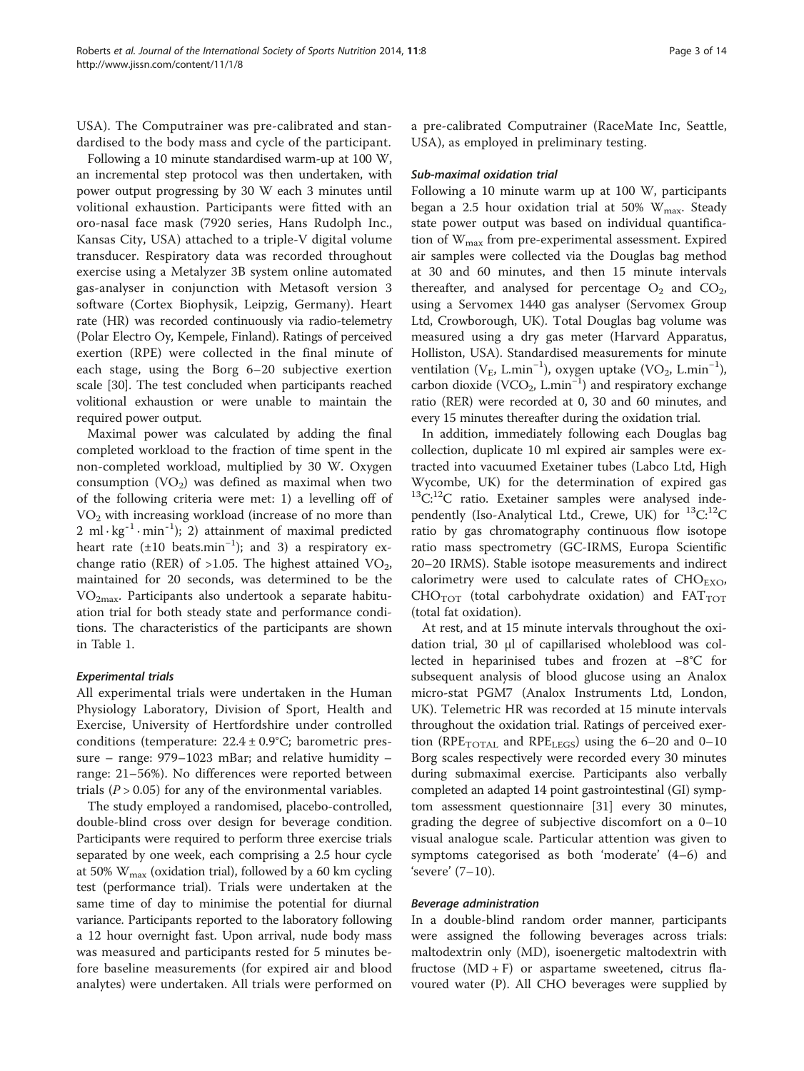USA). The Computrainer was pre-calibrated and standardised to the body mass and cycle of the participant.

Following a 10 minute standardised warm-up at 100 W, an incremental step protocol was then undertaken, with power output progressing by 30 W each 3 minutes until volitional exhaustion. Participants were fitted with an oro-nasal face mask (7920 series, Hans Rudolph Inc., Kansas City, USA) attached to a triple-V digital volume transducer. Respiratory data was recorded throughout exercise using a Metalyzer 3B system online automated gas-analyser in conjunction with Metasoft version 3 software (Cortex Biophysik, Leipzig, Germany). Heart rate (HR) was recorded continuously via radio-telemetry (Polar Electro Oy, Kempele, Finland). Ratings of perceived exertion (RPE) were collected in the final minute of each stage, using the Borg 6–20 subjective exertion scale [30]. The test concluded when participants reached volitional exhaustion or were unable to maintain the required power output.

Maximal power was calculated by adding the final completed workload to the fraction of time spent in the non-completed workload, multiplied by 30 W. Oxygen consumption ($VO_2$) was defined as maximal when two of the following criteria were met: 1) a levelling off of $VO_2$ with increasing workload (increase of no more than $2\ ml \cdot kg^{-1} \cdot min^{-1}$); 2) attainment of maximal predicted heart rate (±10 $beats.min^{-1}$); and 3) a respiratory exchange ratio (RER) of >1.05. The highest attained $VO_2$, maintained for 20 seconds, was determined to be the $VO_{2max}$. Participants also undertook a separate habituation trial for both steady state and performance conditions. The characteristics of the participants are shown in Table 1.

### Experimental trials

All experimental trials were undertaken in the Human Physiology Laboratory, Division of Sport, Health and Exercise, University of Hertfordshire under controlled conditions (temperature: 22.4 ± 0.9°C; barometric pressure – range: 979–1023 mBar; and relative humidity – range: 21–56%). No differences were reported between trials ($P > 0.05$) for any of the environmental variables.

The study employed a randomised, placebo-controlled, double-blind cross over design for beverage condition. Participants were required to perform three exercise trials separated by one week, each comprising a 2.5 hour cycle at 50% $W_{max}$ (oxidation trial), followed by a 60 km cycling test (performance trial). Trials were undertaken at the same time of day to minimise the potential for diurnal variance. Participants reported to the laboratory following a 12 hour overnight fast. Upon arrival, nude body mass was measured and participants rested for 5 minutes before baseline measurements (for expired air and blood analytes) were undertaken. All trials were performed on a pre-calibrated Computrainer (RaceMate Inc, Seattle, USA), as employed in preliminary testing.

### Sub-maximal oxidation trial

Following a 10 minute warm up at 100 W, participants began a 2.5 hour oxidation trial at 50% $W_{max}$. Steady state power output was based on individual quantification of $W_{max}$ from pre-experimental assessment. Expired air samples were collected via the Douglas bag method at 30 and 60 minutes, and then 15 minute intervals thereafter, and analysed for percentage $O_2$ and $CO_2$, using a Servomex 1440 gas analyser (Servomex Group Ltd, Crowborough, UK). Total Douglas bag volume was measured using a dry gas meter (Harvard Apparatus, Holliston, USA). Standardised measurements for minute ventilation ($V_E$, $L.min^{-1}$), oxygen uptake ($VO_2$, $L.min^{-1}$), carbon dioxide ($VCO_2$, $L.min^{-1}$) and respiratory exchange ratio (RER) were recorded at 0, 30 and 60 minutes, and every 15 minutes thereafter during the oxidation trial.

In addition, immediately following each Douglas bag collection, duplicate 10 ml expired air samples were extracted into vacuumed Exetainer tubes (Labco Ltd, High Wycombe, UK) for the determination of expired gas $^{13}C$:$^{12}C$ ratio. Exetainer samples were analysed independently (Iso-Analytical Ltd., Crewe, UK) for $^{13}C$:$^{12}C$ ratio by gas chromatography continuous flow isotope ratio mass spectrometry (GC-IRMS, Europa Scientific 20–20 IRMS). Stable isotope measurements and indirect calorimetry were used to calculate rates of $CHO_{EXO}$, $CHO_{TOT}$ (total carbohydrate oxidation) and $FAT_{TOT}$ (total fat oxidation).

At rest, and at 15 minute intervals throughout the oxidation trial, 30 μl of capillarised wholeblood was collected in heparinised tubes and frozen at −8°C for subsequent analysis of blood glucose using an Analox micro-stat PGM7 (Analox Instruments Ltd, London, UK). Telemetric HR was recorded at 15 minute intervals throughout the oxidation trial. Ratings of perceived exertion ($RPE_{TOTAL}$ and $RPE_{LEGS}$) using the 6–20 and 0–10 Borg scales respectively were recorded every 30 minutes during submaximal exercise. Participants also verbally completed an adapted 14 point gastrointestinal (GI) symptom assessment questionnaire [31] every 30 minutes, grading the degree of subjective discomfort on a 0–10 visual analogue scale. Particular attention was given to symptoms categorised as both 'moderate' (4–6) and 'severe' (7–10).

### Beverage administration

In a double-blind random order manner, participants were assigned the following beverages across trials: maltodextrin only (MD), isoenergetic maltodextrin with fructose (MD + F) or aspartame sweetened, citrus flavoured water (P). All CHO beverages were supplied by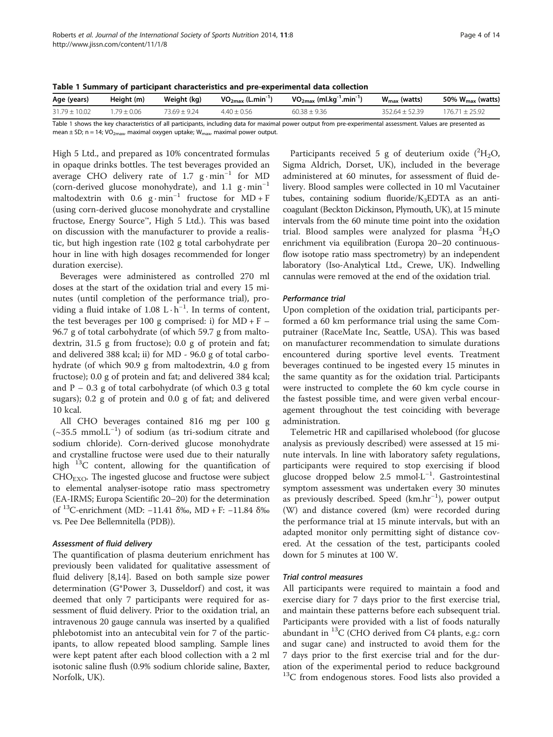**Table 1 Summary of participant characteristics and pre-experimental data collection**

| Age (years) | Height (m) | Weight (kg) | $VO_{2max}$ ($L.min^{-1}$) | $VO_{2max}$ ($ml.kg^{-1}.min^{-1}$) | $W_{max}$ (watts) | 50% $W_{max}$ (watts) |
|---|---|---|---|---|---|---|
| 31.79 ± 10.02 | 1.79 ± 0.06 | 73.69 ± 9.24 | 4.40 ± 0.56 | 60.38 ± 9.36 | 352.64 ± 52.39 | 176.71 ± 25.92 |

Table 1 shows the key characteristics of all participants, including data for maximal power output from pre-experimental assessment. Values are presented as mean ± SD; n = 14; $VO_{2max}$, maximal oxygen uptake; $W_{max}$, maximal power output.

High 5 Ltd., and prepared as 10% concentrated formulas in opaque drinks bottles. The test beverages provided an average CHO delivery rate of 1.7 $g \cdot min^{-1}$ for MD (corn-derived glucose monohydrate), and 1.1 $g \cdot min^{-1}$ maltodextrin with 0.6 $g \cdot min^{-1}$ fructose for MD + F (using corn-derived glucose monohydrate and crystalline fructose, Energy Source™, High 5 Ltd.). This was based on discussion with the manufacturer to provide a realistic, but high ingestion rate (102 g total carbohydrate per hour in line with high dosages recommended for longer duration exercise).

Beverages were administered as controlled 270 ml doses at the start of the oxidation trial and every 15 minutes (until completion of the performance trial), providing a fluid intake of 1.08 $L \cdot h^{-1}$. In terms of content, the test beverages per 100 g comprised: i) for MD + F – 96.7 g of total carbohydrate (of which 59.7 g from maltodextrin, 31.5 g from fructose); 0.0 g of protein and fat; and delivered 388 kcal; ii) for MD - 96.0 g of total carbohydrate (of which 90.9 g from maltodextrin, 4.0 g from fructose); 0.0 g of protein and fat; and delivered 384 kcal; and P – 0.3 g of total carbohydrate (of which 0.3 g total sugars); 0.2 g of protein and 0.0 g of fat; and delivered 10 kcal.

All CHO beverages contained 816 mg per 100 g (~35.5 $mmol.L^{-1}$) of sodium (as tri-sodium citrate and sodium chloride). Corn-derived glucose monohydrate and crystalline fructose were used due to their naturally high $^{13}C$ content, allowing for the quantification of $CHO_{EXO}$. The ingested glucose and fructose were subject to elemental analyser-isotope ratio mass spectrometry (EA-IRMS; Europa Scientific 20–20) for the determination of $^{13}C$-enrichment (MD: −11.41 δ‰, MD + F: −11.84 δ‰ vs. Pee Dee Bellemnitella (PDB)).

#### *Assessment of fluid delivery*

The quantification of plasma deuterium enrichment has previously been validated for qualitative assessment of fluid delivery [8,14]. Based on both sample size power determination (G*Power 3, Dusseldorf) and cost, it was deemed that only 7 participants were required for assessment of fluid delivery. Prior to the oxidation trial, an intravenous 20 gauge cannula was inserted by a qualified phlebotomist into an antecubital vein for 7 of the participants, to allow repeated blood sampling. Sample lines were kept patent after each blood collection with a 2 ml isotonic saline flush (0.9% sodium chloride saline, Baxter, Norfolk, UK).

Participants received 5 g of deuterium oxide ($^2H_2O$, Sigma Aldrich, Dorset, UK), included in the beverage administered at 60 minutes, for assessment of fluid delivery. Blood samples were collected in 10 ml Vacutainer tubes, containing sodium fluoride/$K_3$EDTA as an anticoagulant (Beckton Dickinson, Plymouth, UK), at 15 minute intervals from the 60 minute time point into the oxidation trial. Blood samples were analyzed for plasma $^2H_2O$ enrichment via equilibration (Europa 20–20 continuous-flow isotope ratio mass spectrometry) by an independent laboratory (Iso-Analytical Ltd., Crewe, UK). Indwelling cannulas were removed at the end of the oxidation trial.

#### *Performance trial*

Upon completion of the oxidation trial, participants performed a 60 km performance trial using the same Computrainer (RaceMate Inc, Seattle, USA). This was based on manufacturer recommendation to simulate durations encountered during sportive level events. Treatment beverages continued to be ingested every 15 minutes in the same quantity as for the oxidation trial. Participants were instructed to complete the 60 km cycle course in the fastest possible time, and were given verbal encouragement throughout the test coinciding with beverage administration.

Telemetric HR and capillarised wholebood (for glucose analysis as previously described) were assessed at 15 minute intervals. In line with laboratory safety regulations, participants were required to stop exercising if blood glucose dropped below 2.5 $mmol \cdot L^{-1}$. Gastrointestinal symptom assessment was undertaken every 30 minutes as previously described. Speed ($km.hr^{-1}$), power output (W) and distance covered (km) were recorded during the performance trial at 15 minute intervals, but with an adapted monitor only permitting sight of distance covered. At the cessation of the test, participants cooled down for 5 minutes at 100 W.

#### *Trial control measures*

All participants were required to maintain a food and exercise diary for 7 days prior to the first exercise trial, and maintain these patterns before each subsequent trial. Participants were provided with a list of foods naturally abundant in $^{13}C$ (CHO derived from C4 plants, e.g.: corn and sugar cane) and instructed to avoid them for the 7 days prior to the first exercise trial and for the duration of the experimental period to reduce background $^{13}C$ from endogenous stores. Food lists also provided a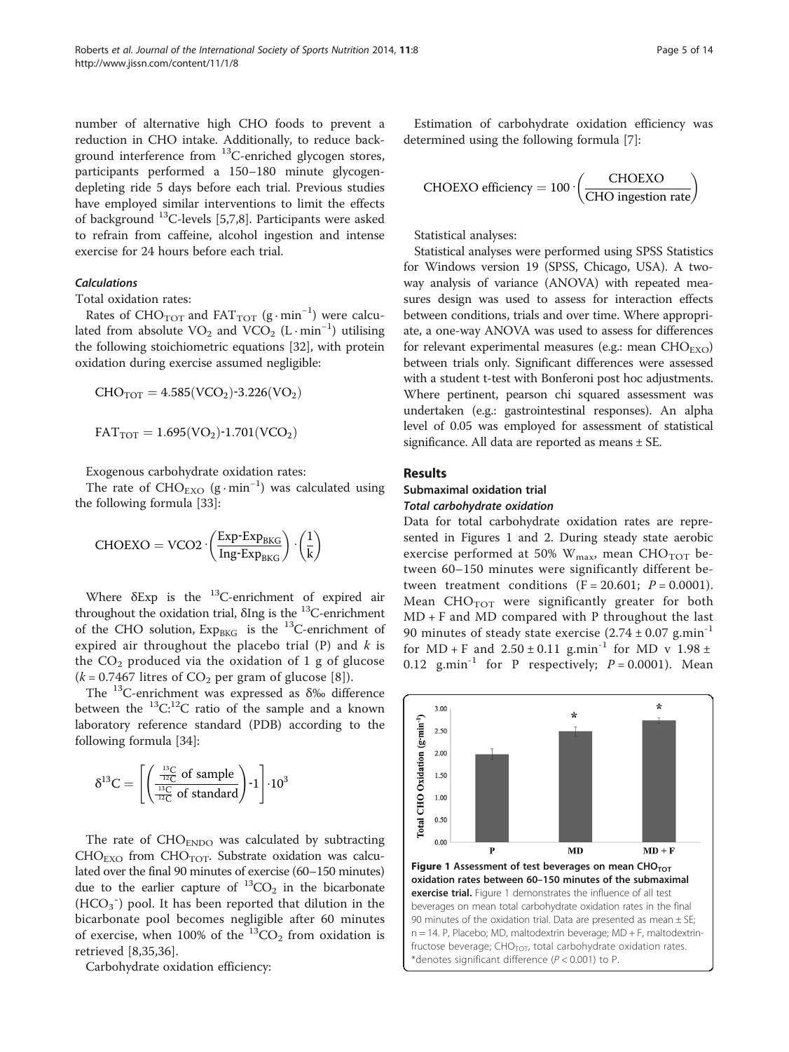number of alternative high CHO foods to prevent a reduction in CHO intake. Additionally, to reduce background interference from $^{13}C$-enriched glycogen stores, participants performed a 150–180 minute glycogen-depleting ride 5 days before each trial. Previous studies have employed similar interventions to limit the effects of background $^{13}C$-levels [5,7,8]. Participants were asked to refrain from caffeine, alcohol ingestion and intense exercise for 24 hours before each trial.

### *Calculations*

Total oxidation rates:

Rates of $CHO_{TOT}$ and $FAT_{TOT}$ $(g \cdot min^{-1})$ were calculated from absolute $VO_2$ and $VCO_2$ $(L \cdot min^{-1})$ utilising the following stoichiometric equations [32], with protein oxidation during exercise assumed negligible:

$$CHO_{TOT} = 4.585(VCO_2)\text{-}3.226(VO_2)$$

$$FAT_{TOT} = 1.695(VO_2)\text{-}1.701(VCO_2)$$

Exogenous carbohydrate oxidation rates:

The rate of $CHO_{EXO}$ $(g \cdot min^{-1})$ was calculated using the following formula [33]:

$$CHOEXO = VCO2 \cdot \left(\frac{Exp\text{-}Exp_{BKG}}{Ing\text{-}Exp_{BKG}}\right) \cdot \left(\frac{1}{k}\right)$$

Where δExp is the $^{13}C$-enrichment of expired air throughout the oxidation trial, δIng is the $^{13}C$-enrichment of the CHO solution, $Exp_{BKG}$ is the $^{13}C$-enrichment of expired air throughout the placebo trial (P) and $k$ is the $CO_2$ produced via the oxidation of 1 g of glucose ($k$ = 0.7467 litres of $CO_2$ per gram of glucose [8]).

The $^{13}C$-enrichment was expressed as δ‰ difference between the $^{13}C$:$^{12}C$ ratio of the sample and a known laboratory reference standard (PDB) according to the following formula [34]:

$$\delta^{13}C = \left[\left(\frac{\frac{^{13}C}{^{12}C}\text{ of sample}}{\frac{^{13}C}{^{12}C}\text{ of standard}}\right)\text{-}1\right] \cdot 10^3$$

The rate of $CHO_{ENDO}$ was calculated by subtracting $CHO_{EXO}$ from $CHO_{TOT}$. Substrate oxidation was calculated over the final 90 minutes of exercise (60–150 minutes) due to the earlier capture of $^{13}CO_2$ in the bicarbonate ($HCO_3^-$) pool. It has been reported that dilution in the bicarbonate pool becomes negligible after 60 minutes of exercise, when 100% of the $^{13}CO_2$ from oxidation is retrieved [8,35,36].

Carbohydrate oxidation efficiency:

Estimation of carbohydrate oxidation efficiency was determined using the following formula [7]:

$$CHOEXO\text{ efficiency} = 100 \cdot \left(\frac{CHOEXO}{CHO\text{ ingestion rate}}\right)$$

Statistical analyses:

Statistical analyses were performed using SPSS Statistics for Windows version 19 (SPSS, Chicago, USA). A two-way analysis of variance (ANOVA) with repeated measures design was used to assess for interaction effects between conditions, trials and over time. Where appropriate, a one-way ANOVA was used to assess for differences for relevant experimental measures (e.g.: mean $CHO_{EXO}$) between trials only. Significant differences were assessed with a student t-test with Bonferoni post hoc adjustments. Where pertinent, pearson chi squared assessment was undertaken (e.g.: gastrointestinal responses). An alpha level of 0.05 was employed for assessment of statistical significance. All data are reported as means ± SE.

## Results

### Submaximal oxidation trial

#### *Total carbohydrate oxidation*

Data for total carbohydrate oxidation rates are represented in Figures 1 and 2. During steady state aerobic exercise performed at 50% $W_{max}$, mean $CHO_{TOT}$ between 60–150 minutes were significantly different between treatment conditions ($F = 20.601$; $P = 0.0001$). Mean $CHO_{TOT}$ were significantly greater for both MD + F and MD compared with P throughout the last 90 minutes of steady state exercise (2.74 ± 0.07 $g.min^{-1}$ for MD + F and 2.50 ± 0.11 $g.min^{-1}$ for MD v 1.98 ± 0.12 $g.min^{-1}$ for P respectively; $P = 0.0001$). Mean

Total CHO Oxidation (g·min⁻¹)
3.00
2.50
2.00
1.50
1.00
0.50
0.00
P
MD
MD + F
*
*

**Figure 1 Assessment of test beverages on mean $CHO_{TOT}$ oxidation rates between 60–150 minutes of the submaximal exercise trial.** Figure 1 demonstrates the influence of all test beverages on mean total carbohydrate oxidation rates in the final 90 minutes of the oxidation trial. Data are presented as mean ± SE; n = 14. P, Placebo; MD, maltodextrin beverage; MD + F, maltodextrin-fructose beverage; $CHO_{TOT}$, total carbohydrate oxidation rates. *denotes significant difference ($P < 0.001$) to P.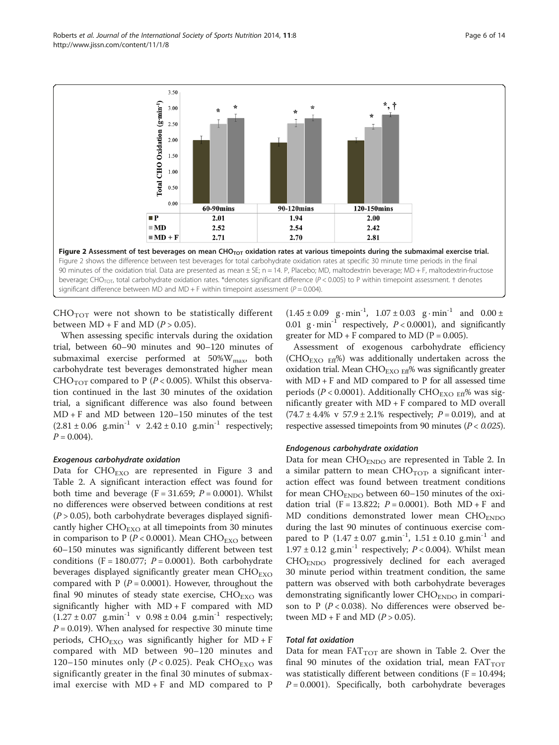3.50
3.00
2.50
2.00
1.50
1.00
0.50
0.00

Total CHO Oxidation ($g \cdot min^{-1}$)

\* \* \* \* \*, †

60-90mins
90-120mins
120-150mins

P 2.01 1.94 2.00
MD 2.52 2.54 2.42
MD + F 2.71 2.70 2.81

**Figure 2 Assessment of test beverages on mean $CHO_{TOT}$ oxidation rates at various timepoints during the submaximal exercise trial.** Figure 2 shows the difference between test beverages for total carbohydrate oxidation rates at specific 30 minute time periods in the final 90 minutes of the oxidation trial. Data are presented as mean ± SE; n = 14. P, Placebo; MD, maltodextrin beverage; MD + F, maltodextrin-fructose beverage; $CHO_{TOT}$, total carbohydrate oxidation rates. \*denotes significant difference ($P < 0.005$) to P within timepoint assessment. † denotes significant difference between MD and MD + F within timepoint assessment ($P = 0.004$).

$CHO_{TOT}$ were not shown to be statistically different between MD + F and MD ($P > 0.05$).

When assessing specific intervals during the oxidation trial, between 60–90 minutes and 90–120 minutes of submaximal exercise performed at 50%$W_{max}$, both carbohydrate test beverages demonstrated higher mean $CHO_{TOT}$ compared to P ($P < 0.005$). Whilst this observation continued in the last 30 minutes of the oxidation trial, a significant difference was also found between MD + F and MD between 120–150 minutes of the test ($2.81 \pm 0.06$ $g.min^{-1}$ v $2.42 \pm 0.10$ $g.min^{-1}$ respectively; $P = 0.004$).

#### *Exogenous carbohydrate oxidation*

Data for $CHO_{EXO}$ are represented in Figure 3 and Table 2. A significant interaction effect was found for both time and beverage ($F = 31.659$; $P = 0.0001$). Whilst no differences were observed between conditions at rest ($P > 0.05$), both carbohydrate beverages displayed significantly higher $CHO_{EXO}$ at all timepoints from 30 minutes in comparison to P ($P < 0.0001$). Mean $CHO_{EXO}$ between 60–150 minutes was significantly different between test conditions ($F = 180.077$; $P = 0.0001$). Both carbohydrate beverages displayed significantly greater mean $CHO_{EXO}$ compared with P ($P = 0.0001$). However, throughout the final 90 minutes of steady state exercise, $CHO_{EXO}$ was significantly higher with MD + F compared with MD ($1.27 \pm 0.07$ $g.min^{-1}$ v $0.98 \pm 0.04$ $g.min^{-1}$ respectively; $P = 0.019$). When analysed for respective 30 minute time periods, $CHO_{EXO}$ was significantly higher for MD + F compared with MD between 90–120 minutes and 120–150 minutes only ($P < 0.025$). Peak $CHO_{EXO}$ was significantly greater in the final 30 minutes of submaximal exercise with MD + F and MD compared to P ($1.45 \pm 0.09$ $g \cdot min^{-1}$, $1.07 \pm 0.03$ $g \cdot min^{-1}$ and $0.00 \pm 0.01$ $g \cdot min^{-1}$ respectively, $P < 0.0001$), and significantly greater for MD + F compared to MD ($P = 0.005$).

Assessment of exogenous carbohydrate efficiency ($CHO_{EXO\ Eff}$%) was additionally undertaken across the oxidation trial. Mean $CHO_{EXO\ Eff}$% was significantly greater with MD + F and MD compared to P for all assessed time periods ($P < 0.0001$). Additionally $CHO_{EXO\ Eff}$% was significantly greater with MD + F compared to MD overall ($74.7 \pm 4.4\%$ v $57.9 \pm 2.1\%$ respectively; $P = 0.019$), and at respective assessed timepoints from 90 minutes ($P < 0.025$).

#### *Endogenous carbohydrate oxidation*

Data for mean $CHO_{ENDO}$ are represented in Table 2. In a similar pattern to mean $CHO_{TOT}$, a significant interaction effect was found between treatment conditions for mean $CHO_{ENDO}$ between 60–150 minutes of the oxidation trial ($F = 13.822$; $P = 0.0001$). Both MD + F and MD conditions demonstrated lower mean $CHO_{ENDO}$ during the last 90 minutes of continuous exercise compared to P ($1.47 \pm 0.07$ $g.min^{-1}$, $1.51 \pm 0.10$ $g.min^{-1}$ and $1.97 \pm 0.12$ $g.min^{-1}$ respectively; $P < 0.004$). Whilst mean $CHO_{ENDO}$ progressively declined for each averaged 30 minute period within treatment condition, the same pattern was observed with both carbohydrate beverages demonstrating significantly lower $CHO_{ENDO}$ in comparison to P ($P < 0.038$). No differences were observed between MD + F and MD ($P > 0.05$).

#### *Total fat oxidation*

Data for mean $FAT_{TOT}$ are shown in Table 2. Over the final 90 minutes of the oxidation trial, mean $FAT_{TOT}$ was statistically different between conditions ($F = 10.494$; $P = 0.0001$). Specifically, both carbohydrate beverages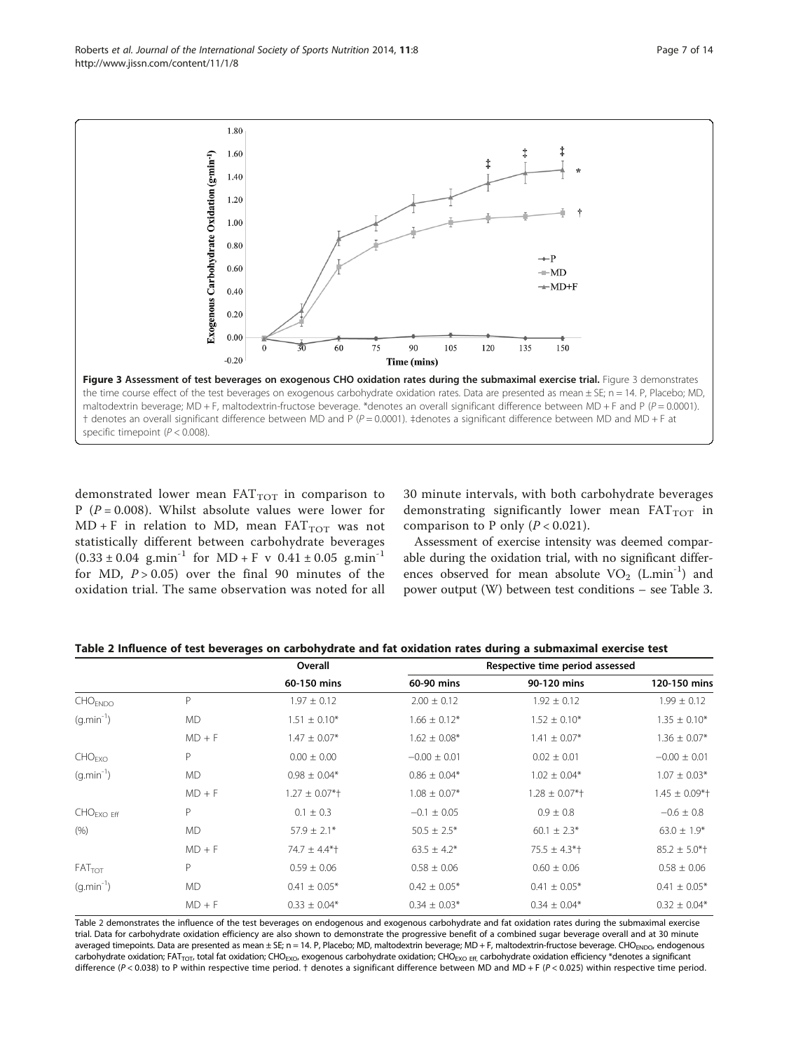1.80
1.60
1.40
1.20
1.00
0.80
0.60
0.40
0.20
0.00
-0.20

Exogenous Carbohydrate Oxidation (g·min⁻¹)

0 30 60 75 90 105 120 135 150

Time (mins)

‡ ‡ ‡

*

†

P
MD
MD+F

**Figure 3 Assessment of test beverages on exogenous CHO oxidation rates during the submaximal exercise trial.** Figure 3 demonstrates the time course effect of the test beverages on exogenous carbohydrate oxidation rates. Data are presented as mean ± SE; n = 14. P, Placebo; MD, maltodextrin beverage; MD + F, maltodextrin-fructose beverage. *denotes an overall significant difference between MD + F and P ($P = 0.0001$). † denotes an overall significant difference between MD and P ($P = 0.0001$). ‡denotes a significant difference between MD and MD + F at specific timepoint ($P < 0.008$).

demonstrated lower mean $FAT_{TOT}$ in comparison to P ($P = 0.008$). Whilst absolute values were lower for MD + F in relation to MD, mean $FAT_{TOT}$ was not statistically different between carbohydrate beverages ($0.33 \pm 0.04$ $g.min^{-1}$ for MD + F v $0.41 \pm 0.05$ $g.min^{-1}$ for MD, $P > 0.05$) over the final 90 minutes of the oxidation trial. The same observation was noted for all 30 minute intervals, with both carbohydrate beverages demonstrating significantly lower mean $FAT_{TOT}$ in comparison to P only ($P < 0.021$).

Assessment of exercise intensity was deemed comparable during the oxidation trial, with no significant differences observed for mean absolute $VO_2$ ($L.min^{-1}$) and power output (W) between test conditions – see Table 3.

**Table 2 Influence of test beverages on carbohydrate and fat oxidation rates during a submaximal exercise test**

| | | Overall | Respective time period assessed | | |
|---|---|---|---|---|---|
| | | 60-150 mins | 60-90 mins | 90-120 mins | 120-150 mins |
| $CHO_{ENDO}$ | P | 1.97 ± 0.12 | 2.00 ± 0.12 | 1.92 ± 0.12 | 1.99 ± 0.12 |
| ($g.min^{-1}$) | MD | 1.51 ± 0.10* | 1.66 ± 0.12* | 1.52 ± 0.10* | 1.35 ± 0.10* |
| | MD + F | 1.47 ± 0.07* | 1.62 ± 0.08* | 1.41 ± 0.07* | 1.36 ± 0.07* |
| $CHO_{EXO}$ | P | 0.00 ± 0.00 | −0.00 ± 0.01 | 0.02 ± 0.01 | −0.00 ± 0.01 |
| ($g.min^{-1}$) | MD | 0.98 ± 0.04* | 0.86 ± 0.04* | 1.02 ± 0.04* | 1.07 ± 0.03* |
| | MD + F | 1.27 ± 0.07*† | 1.08 ± 0.07* | 1.28 ± 0.07*† | 1.45 ± 0.09*† |
| $CHO_{EXO\ Eff}$ | P | 0.1 ± 0.3 | −0.1 ± 0.05 | 0.9 ± 0.8 | −0.6 ± 0.8 |
| (%) | MD | 57.9 ± 2.1* | 50.5 ± 2.5* | 60.1 ± 2.3* | 63.0 ± 1.9* |
| | MD + F | 74.7 ± 4.4*† | 63.5 ± 4.2* | 75.5 ± 4.3*† | 85.2 ± 5.0*† |
| $FAT_{TOT}$ | P | 0.59 ± 0.06 | 0.58 ± 0.06 | 0.60 ± 0.06 | 0.58 ± 0.06 |
| ($g.min^{-1}$) | MD | 0.41 ± 0.05* | 0.42 ± 0.05* | 0.41 ± 0.05* | 0.41 ± 0.05* |
| | MD + F | 0.33 ± 0.04* | 0.34 ± 0.03* | 0.34 ± 0.04* | 0.32 ± 0.04* |

Table 2 demonstrates the influence of the test beverages on endogenous and exogenous carbohydrate and fat oxidation rates during the submaximal exercise trial. Data for carbohydrate oxidation efficiency are also shown to demonstrate the progressive benefit of a combined sugar beverage overall and at 30 minute averaged timepoints. Data are presented as mean ± SE; n = 14. P, Placebo; MD, maltodextrin beverage; MD + F, maltodextrin-fructose beverage. $CHO_{ENDO}$, endogenous carbohydrate oxidation; $FAT_{TOT}$, total fat oxidation; $CHO_{EXO}$, exogenous carbohydrate oxidation; $CHO_{EXO\ Eff}$, carbohydrate oxidation efficiency *denotes a significant difference ($P < 0.038$) to P within respective time period. † denotes a significant difference between MD and MD + F ($P < 0.025$) within respective time period.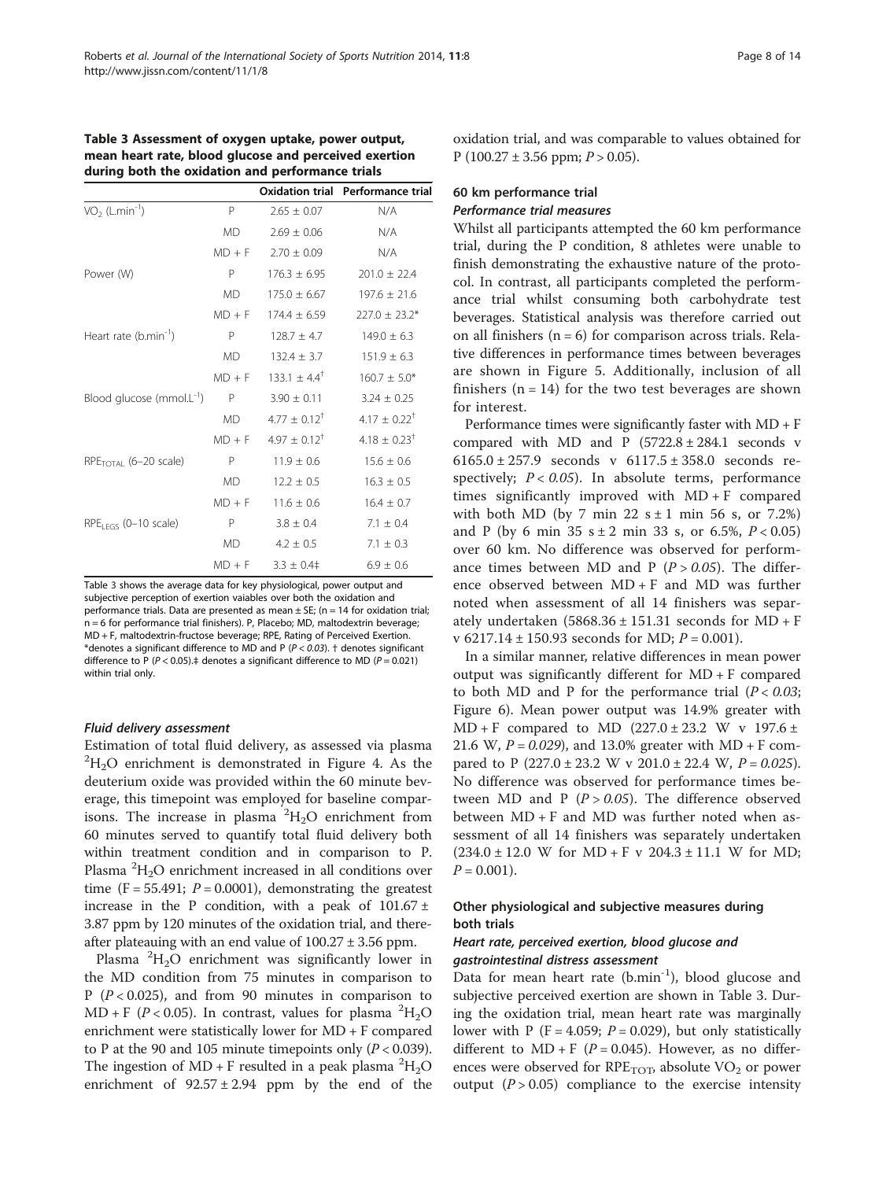**Table 3 Assessment of oxygen uptake, power output, mean heart rate, blood glucose and perceived exertion during both the oxidation and performance trials**

| | | Oxidation trial | Performance trial |
|---|---|---|---|
| $VO_2$ (L.min$^{-1}$) | P | 2.65 ± 0.07 | N/A |
| | MD | 2.69 ± 0.06 | N/A |
| | MD + F | 2.70 ± 0.09 | N/A |
| Power (W) | P | 176.3 ± 6.95 | 201.0 ± 22.4 |
| | MD | 175.0 ± 6.67 | 197.6 ± 21.6 |
| | MD + F | 174.4 ± 6.59 | 227.0 ± 23.2* |
| Heart rate (b.min$^{-1}$) | P | 128.7 ± 4.7 | 149.0 ± 6.3 |
| | MD | 132.4 ± 3.7 | 151.9 ± 6.3 |
| | MD + F | 133.1 ± 4.4† | 160.7 ± 5.0* |
| Blood glucose (mmol.L$^{-1}$) | P | 3.90 ± 0.11 | 3.24 ± 0.25 |
| | MD | 4.77 ± 0.12† | 4.17 ± 0.22† |
| | MD + F | 4.97 ± 0.12† | 4.18 ± 0.23† |
| $RPE_{TOTAL}$ (6–20 scale) | P | 11.9 ± 0.6 | 15.6 ± 0.6 |
| | MD | 12.2 ± 0.5 | 16.3 ± 0.5 |
| | MD + F | 11.6 ± 0.6 | 16.4 ± 0.7 |
| $RPE_{LEGS}$ (0–10 scale) | P | 3.8 ± 0.4 | 7.1 ± 0.4 |
| | MD | 4.2 ± 0.5 | 7.1 ± 0.3 |
| | MD + F | 3.3 ± 0.4‡ | 6.9 ± 0.6 |

Table 3 shows the average data for key physiological, power output and subjective perception of exertion vaiables over both the oxidation and performance trials. Data are presented as mean ± SE; (n = 14 for oxidation trial; n = 6 for performance trial finishers). P, Placebo; MD, maltodextrin beverage; MD + F, maltodextrin-fructose beverage; RPE, Rating of Perceived Exertion. *denotes a significant difference to MD and P ($P < 0.03$). † denotes significant difference to P ($P < 0.05$).‡ denotes a significant difference to MD ($P = 0.021$) within trial only.

#### *Fluid delivery assessment*

Estimation of total fluid delivery, as assessed via plasma $^2H_2O$ enrichment is demonstrated in Figure 4. As the deuterium oxide was provided within the 60 minute beverage, this timepoint was employed for baseline comparisons. The increase in plasma $^2H_2O$ enrichment from 60 minutes served to quantify total fluid delivery both within treatment condition and in comparison to P. Plasma $^2H_2O$ enrichment increased in all conditions over time ($F = 55.491$; $P = 0.0001$), demonstrating the greatest increase in the P condition, with a peak of 101.67 ± 3.87 ppm by 120 minutes of the oxidation trial, and thereafter plateauing with an end value of 100.27 ± 3.56 ppm.

Plasma $^2H_2O$ enrichment was significantly lower in the MD condition from 75 minutes in comparison to P ($P < 0.025$), and from 90 minutes in comparison to MD + F ($P < 0.05$). In contrast, values for plasma $^2H_2O$ enrichment were statistically lower for MD + F compared to P at the 90 and 105 minute timepoints only ($P < 0.039$). The ingestion of MD + F resulted in a peak plasma $^2H_2O$ enrichment of 92.57 ± 2.94 ppm by the end of the oxidation trial, and was comparable to values obtained for P (100.27 ± 3.56 ppm; $P > 0.05$).

### 60 km performance trial

#### *Performance trial measures*

Whilst all participants attempted the 60 km performance trial, during the P condition, 8 athletes were unable to finish demonstrating the exhaustive nature of the protocol. In contrast, all participants completed the performance trial whilst consuming both carbohydrate test beverages. Statistical analysis was therefore carried out on all finishers (n = 6) for comparison across trials. Relative differences in performance times between beverages are shown in Figure 5. Additionally, inclusion of all finishers (n = 14) for the two test beverages are shown for interest.

Performance times were significantly faster with MD + F compared with MD and P (5722.8 ± 284.1 seconds v 6165.0 ± 257.9 seconds v 6117.5 ± 358.0 seconds respectively; $P < 0.05$). In absolute terms, performance times significantly improved with MD + F compared with both MD (by 7 min 22 s ± 1 min 56 s, or 7.2%) and P (by 6 min 35 s ± 2 min 33 s, or 6.5%, $P < 0.05$) over 60 km. No difference was observed for performance times between MD and P ($P > 0.05$). The difference observed between MD + F and MD was further noted when assessment of all 14 finishers was separately undertaken (5868.36 ± 151.31 seconds for MD + F v 6217.14 ± 150.93 seconds for MD; $P = 0.001$).

In a similar manner, relative differences in mean power output was significantly different for MD + F compared to both MD and P for the performance trial ($P < 0.03$; Figure 6). Mean power output was 14.9% greater with MD + F compared to MD (227.0 ± 23.2 W v 197.6 ± 21.6 W, $P = 0.029$), and 13.0% greater with MD + F compared to P (227.0 ± 23.2 W v 201.0 ± 22.4 W, $P = 0.025$). No difference was observed for performance times between MD and P ($P > 0.05$). The difference observed between MD + F and MD was further noted when assessment of all 14 finishers was separately undertaken (234.0 ± 12.0 W for MD + F v 204.3 ± 11.1 W for MD; $P = 0.001$).

### Other physiological and subjective measures during both trials

#### *Heart rate, perceived exertion, blood glucose and gastrointestinal distress assessment*

Data for mean heart rate (b.min$^{-1}$), blood glucose and subjective perceived exertion are shown in Table 3. During the oxidation trial, mean heart rate was marginally lower with P ($F = 4.059$; $P = 0.029$), but only statistically different to MD + F ($P = 0.045$). However, as no differences were observed for $RPE_{TOT}$, absolute $VO_2$ or power output ($P > 0.05$) compliance to the exercise intensity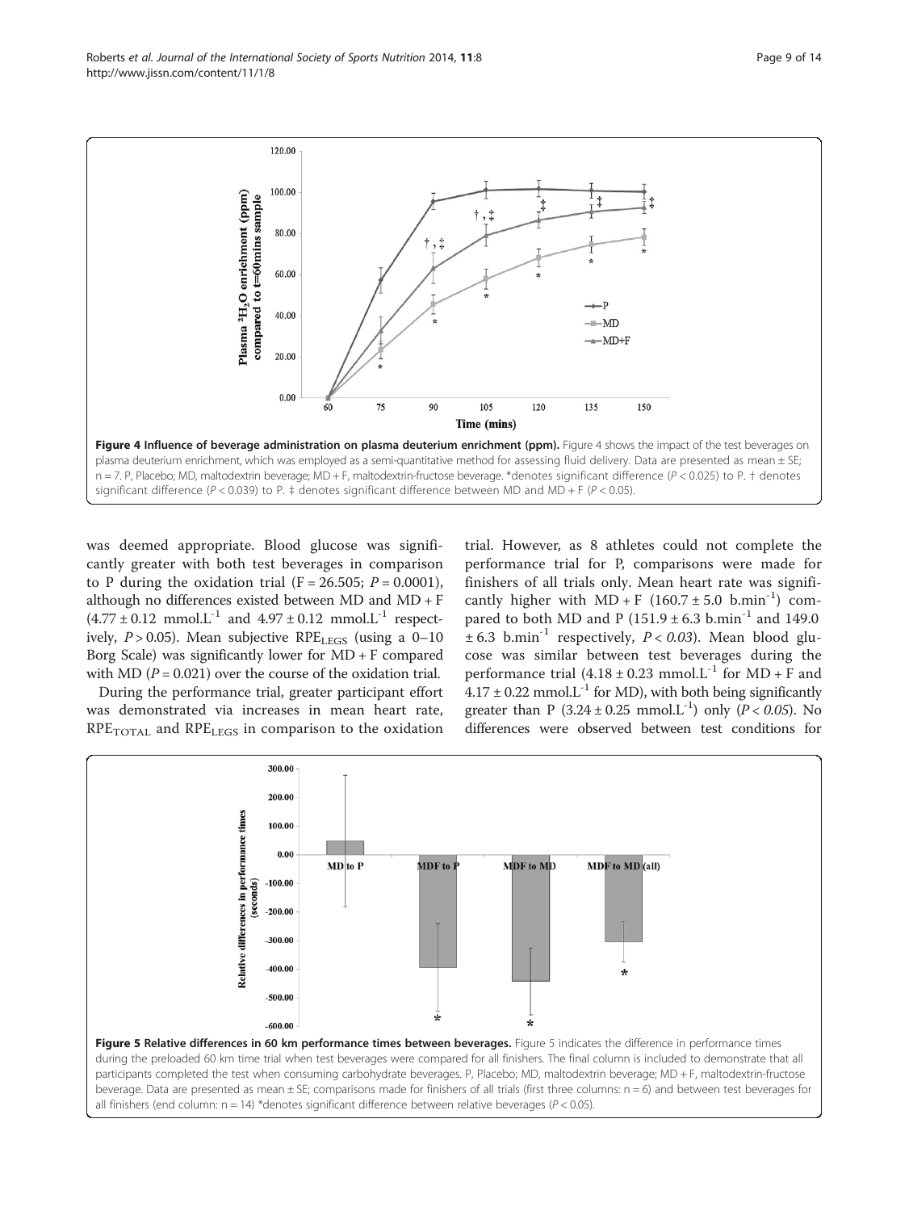120.00
100.00
80.00
60.00
40.00
20.00
0.00

Plasma $^2H_2O$ enrichment (ppm) compared to t=60mins sample

60 75 90 105 120 135 150

Time (mins)

P
MD
MD+F

†, ‡
†, ‡
‡
‡
‡
*
*
*
*
*
*

**Figure 4 Influence of beverage administration on plasma deuterium enrichment (ppm).** Figure 4 shows the impact of the test beverages on plasma deuterium enrichment, which was employed as a semi-quantitative method for assessing fluid delivery. Data are presented as mean ± SE; n = 7. P, Placebo; MD, maltodextrin beverage; MD + F, maltodextrin-fructose beverage. *denotes significant difference ($P < 0.025$) to P. † denotes significant difference ($P < 0.039$) to P. ‡ denotes significant difference between MD and MD + F ($P < 0.05$).

was deemed appropriate. Blood glucose was significantly greater with both test beverages in comparison to P during the oxidation trial ($F = 26.505$; $P = 0.0001$), although no differences existed between MD and MD + F ($4.77 \pm 0.12$ mmol.L$^{-1}$ and $4.97 \pm 0.12$ mmol.L$^{-1}$ respectively, $P > 0.05$). Mean subjective $RPE_{LEGS}$ (using a 0–10 Borg Scale) was significantly lower for MD + F compared with MD ($P = 0.021$) over the course of the oxidation trial.

During the performance trial, greater participant effort was demonstrated via increases in mean heart rate, $RPE_{TOTAL}$ and $RPE_{LEGS}$ in comparison to the oxidation trial. However, as 8 athletes could not complete the performance trial for P, comparisons were made for finishers of all trials only. Mean heart rate was significantly higher with MD + F ($160.7 \pm 5.0$ b.min$^{-1}$) compared to both MD and P ($151.9 \pm 6.3$ b.min$^{-1}$ and $149.0 \pm 6.3$ b.min$^{-1}$ respectively, $P < 0.03$). Mean blood glucose was similar between test beverages during the performance trial ($4.18 \pm 0.23$ mmol.L$^{-1}$ for MD + F and $4.17 \pm 0.22$ mmol.L$^{-1}$ for MD), with both being significantly greater than P ($3.24 \pm 0.25$ mmol.L$^{-1}$) only ($P < 0.05$). No differences were observed between test conditions for

300.00
200.00
100.00
0.00
-100.00
-200.00
-300.00
-400.00
-500.00
-600.00

Relative differences in performance times (seconds)

MD to P
MDF to P
MDF to MD
MDF to MD (all)

*
*
*

**Figure 5 Relative differences in 60 km performance times between beverages.** Figure 5 indicates the difference in performance times during the preloaded 60 km time trial when test beverages were compared for all finishers. The final column is included to demonstrate that all participants completed the test when consuming carbohydrate beverages. P, Placebo; MD, maltodextrin beverage; MD + F, maltodextrin-fructose beverage. Data are presented as mean ± SE; comparisons made for finishers of all trials (first three columns: n = 6) and between test beverages for all finishers (end column: n = 14) *denotes significant difference between relative beverages ($P < 0.05$).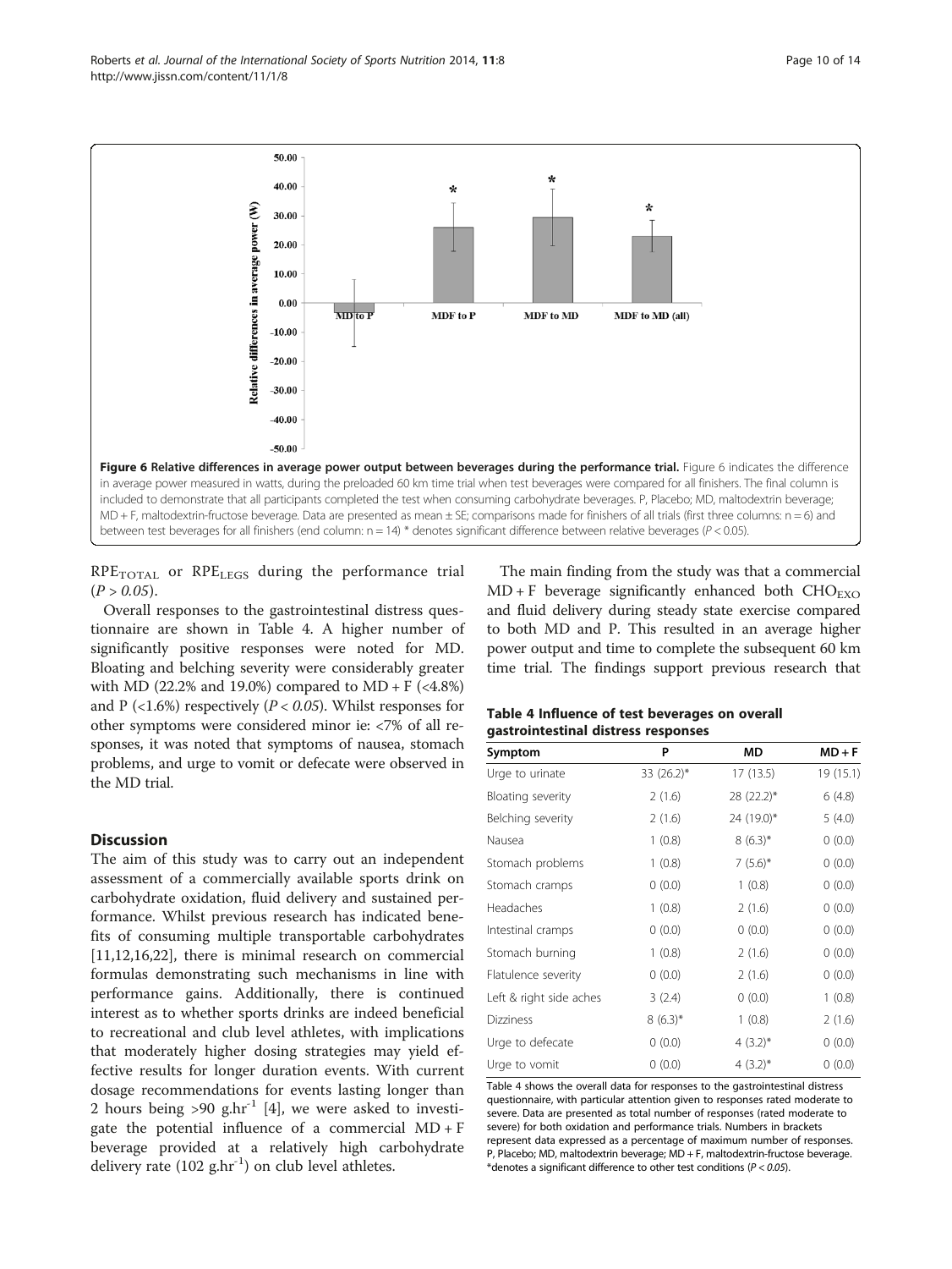50.00

40.00

30.00

20.00

10.00

0.00

-10.00

-20.00

-30.00

-40.00

-50.00

Relative differences in average power (W)

MD to P

MDF to P

MDF to MD

MDF to MD (all)

*

*

*

**Figure 6 Relative differences in average power output between beverages during the performance trial.** Figure 6 indicates the difference in average power measured in watts, during the preloaded 60 km time trial when test beverages were compared for all finishers. The final column is included to demonstrate that all participants completed the test when consuming carbohydrate beverages. P, Placebo; MD, maltodextrin beverage; MD + F, maltodextrin-fructose beverage. Data are presented as mean ± SE; comparisons made for finishers of all trials (first three columns: n = 6) and between test beverages for all finishers (end column: n = 14) * denotes significant difference between relative beverages ($P < 0.05$).

$RPE_{TOTAL}$ or $RPE_{LEGS}$ during the performance trial ($P > 0.05$).

Overall responses to the gastrointestinal distress questionnaire are shown in Table 4. A higher number of significantly positive responses were noted for MD. Bloating and belching severity were considerably greater with MD (22.2% and 19.0%) compared to MD + F (<4.8%) and P (<1.6%) respectively ($P < 0.05$). Whilst responses for other symptoms were considered minor ie: <7% of all responses, it was noted that symptoms of nausea, stomach problems, and urge to vomit or defecate were observed in the MD trial.

## Discussion

The aim of this study was to carry out an independent assessment of a commercially available sports drink on carbohydrate oxidation, fluid delivery and sustained performance. Whilst previous research has indicated benefits of consuming multiple transportable carbohydrates [11,12,16,22], there is minimal research on commercial formulas demonstrating such mechanisms in line with performance gains. Additionally, there is continued interest as to whether sports drinks are indeed beneficial to recreational and club level athletes, with implications that moderately higher dosing strategies may yield effective results for longer duration events. With current dosage recommendations for events lasting longer than 2 hours being >90 $g.hr^{-1}$ [4], we were asked to investigate the potential influence of a commercial MD + F beverage provided at a relatively high carbohydrate delivery rate (102 $g.hr^{-1}$) on club level athletes.

The main finding from the study was that a commercial MD + F beverage significantly enhanced both $CHO_{EXO}$ and fluid delivery during steady state exercise compared to both MD and P. This resulted in an average higher power output and time to complete the subsequent 60 km time trial. The findings support previous research that

**Table 4 Influence of test beverages on overall gastrointestinal distress responses**

| Symptom | P | MD | MD + F |
|---|---|---|---|
| Urge to urinate | 33 (26.2)* | 17 (13.5) | 19 (15.1) |
| Bloating severity | 2 (1.6) | 28 (22.2)* | 6 (4.8) |
| Belching severity | 2 (1.6) | 24 (19.0)* | 5 (4.0) |
| Nausea | 1 (0.8) | 8 (6.3)* | 0 (0.0) |
| Stomach problems | 1 (0.8) | 7 (5.6)* | 0 (0.0) |
| Stomach cramps | 0 (0.0) | 1 (0.8) | 0 (0.0) |
| Headaches | 1 (0.8) | 2 (1.6) | 0 (0.0) |
| Intestinal cramps | 0 (0.0) | 0 (0.0) | 0 (0.0) |
| Stomach burning | 1 (0.8) | 2 (1.6) | 0 (0.0) |
| Flatulence severity | 0 (0.0) | 2 (1.6) | 0 (0.0) |
| Left & right side aches | 3 (2.4) | 0 (0.0) | 1 (0.8) |
| Dizziness | 8 (6.3)* | 1 (0.8) | 2 (1.6) |
| Urge to defecate | 0 (0.0) | 4 (3.2)* | 0 (0.0) |
| Urge to vomit | 0 (0.0) | 4 (3.2)* | 0 (0.0) |

Table 4 shows the overall data for responses to the gastrointestinal distress questionnaire, with particular attention given to responses rated moderate to severe. Data are presented as total number of responses (rated moderate to severe) for both oxidation and performance trials. Numbers in brackets represent data expressed as a percentage of maximum number of responses. P, Placebo; MD, maltodextrin beverage; MD + F, maltodextrin-fructose beverage. *denotes a significant difference to other test conditions ($P < 0.05$).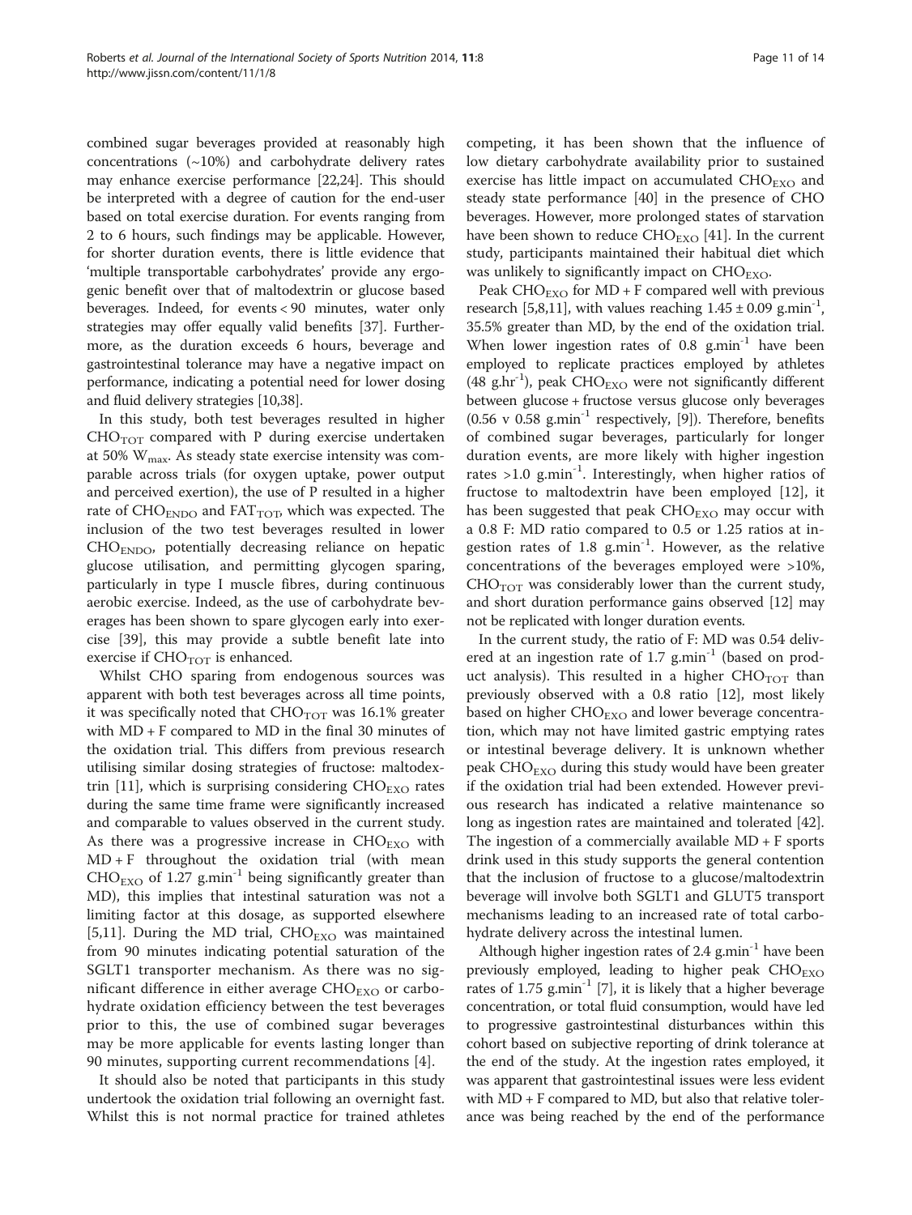combined sugar beverages provided at reasonably high concentrations (~10%) and carbohydrate delivery rates may enhance exercise performance [22,24]. This should be interpreted with a degree of caution for the end-user based on total exercise duration. For events ranging from 2 to 6 hours, such findings may be applicable. However, for shorter duration events, there is little evidence that 'multiple transportable carbohydrates' provide any ergogenic benefit over that of maltodextrin or glucose based beverages. Indeed, for events < 90 minutes, water only strategies may offer equally valid benefits [37]. Furthermore, as the duration exceeds 6 hours, beverage and gastrointestinal tolerance may have a negative impact on performance, indicating a potential need for lower dosing and fluid delivery strategies [10,38].

In this study, both test beverages resulted in higher $CHO_{TOT}$ compared with P during exercise undertaken at 50% $W_{max}$. As steady state exercise intensity was comparable across trials (for oxygen uptake, power output and perceived exertion), the use of P resulted in a higher rate of $CHO_{ENDO}$ and $FAT_{TOT}$, which was expected. The inclusion of the two test beverages resulted in lower $CHO_{ENDO}$, potentially decreasing reliance on hepatic glucose utilisation, and permitting glycogen sparing, particularly in type I muscle fibres, during continuous aerobic exercise. Indeed, as the use of carbohydrate beverages has been shown to spare glycogen early into exercise [39], this may provide a subtle benefit late into exercise if $CHO_{TOT}$ is enhanced.

Whilst CHO sparing from endogenous sources was apparent with both test beverages across all time points, it was specifically noted that $CHO_{TOT}$ was 16.1% greater with MD + F compared to MD in the final 30 minutes of the oxidation trial. This differs from previous research utilising similar dosing strategies of fructose: maltodextrin [11], which is surprising considering $CHO_{EXO}$ rates during the same time frame were significantly increased and comparable to values observed in the current study. As there was a progressive increase in $CHO_{EXO}$ with MD + F throughout the oxidation trial (with mean $CHO_{EXO}$ of 1.27 $g.min^{-1}$ being significantly greater than MD), this implies that intestinal saturation was not a limiting factor at this dosage, as supported elsewhere [5,11]. During the MD trial, $CHO_{EXO}$ was maintained from 90 minutes indicating potential saturation of the SGLT1 transporter mechanism. As there was no significant difference in either average $CHO_{EXO}$ or carbohydrate oxidation efficiency between the test beverages prior to this, the use of combined sugar beverages may be more applicable for events lasting longer than 90 minutes, supporting current recommendations [4].

It should also be noted that participants in this study undertook the oxidation trial following an overnight fast. Whilst this is not normal practice for trained athletes competing, it has been shown that the influence of low dietary carbohydrate availability prior to sustained exercise has little impact on accumulated $CHO_{EXO}$ and steady state performance [40] in the presence of CHO beverages. However, more prolonged states of starvation have been shown to reduce $CHO_{EXO}$ [41]. In the current study, participants maintained their habitual diet which was unlikely to significantly impact on $CHO_{EXO}$.

Peak $CHO_{EXO}$ for MD + F compared well with previous research [5,8,11], with values reaching $1.45 \pm 0.09$ $g.min^{-1}$, 35.5% greater than MD, by the end of the oxidation trial. When lower ingestion rates of 0.8 $g.min^{-1}$ have been employed to replicate practices employed by athletes (48 $g.hr^{-1}$), peak $CHO_{EXO}$ were not significantly different between glucose + fructose versus glucose only beverages (0.56 v 0.58 $g.min^{-1}$ respectively, [9]). Therefore, benefits of combined sugar beverages, particularly for longer duration events, are more likely with higher ingestion rates >1.0 $g.min^{-1}$. Interestingly, when higher ratios of fructose to maltodextrin have been employed [12], it has been suggested that peak $CHO_{EXO}$ may occur with a 0.8 F: MD ratio compared to 0.5 or 1.25 ratios at ingestion rates of 1.8 $g.min^{-1}$. However, as the relative concentrations of the beverages employed were >10%, $CHO_{TOT}$ was considerably lower than the current study, and short duration performance gains observed [12] may not be replicated with longer duration events.

In the current study, the ratio of F: MD was 0.54 delivered at an ingestion rate of 1.7 $g.min^{-1}$ (based on product analysis). This resulted in a higher $CHO_{TOT}$ than previously observed with a 0.8 ratio [12], most likely based on higher $CHO_{EXO}$ and lower beverage concentration, which may not have limited gastric emptying rates or intestinal beverage delivery. It is unknown whether peak $CHO_{EXO}$ during this study would have been greater if the oxidation trial had been extended. However previous research has indicated a relative maintenance so long as ingestion rates are maintained and tolerated [42]. The ingestion of a commercially available MD + F sports drink used in this study supports the general contention that the inclusion of fructose to a glucose/maltodextrin beverage will involve both SGLT1 and GLUT5 transport mechanisms leading to an increased rate of total carbohydrate delivery across the intestinal lumen.

Although higher ingestion rates of 2.4 $g.min^{-1}$ have been previously employed, leading to higher peak $CHO_{EXO}$ rates of 1.75 $g.min^{-1}$ [7], it is likely that a higher beverage concentration, or total fluid consumption, would have led to progressive gastrointestinal disturbances within this cohort based on subjective reporting of drink tolerance at the end of the study. At the ingestion rates employed, it was apparent that gastrointestinal issues were less evident with MD + F compared to MD, but also that relative tolerance was being reached by the end of the performance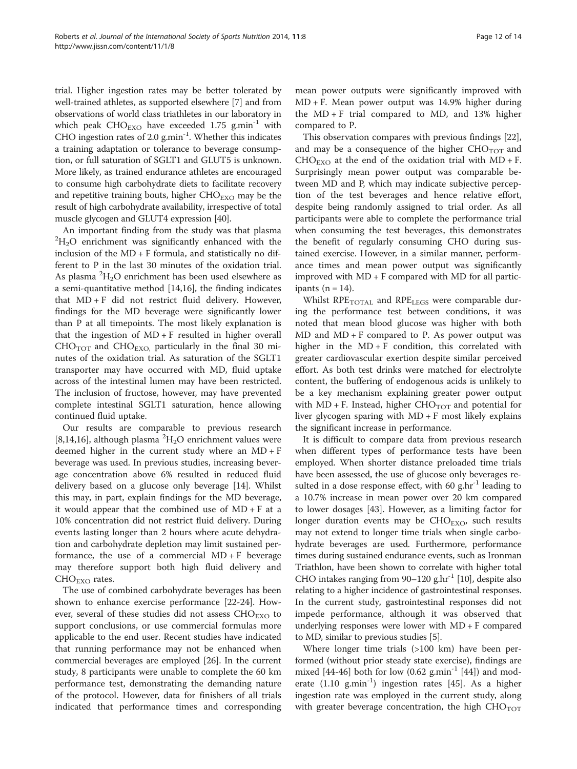trial. Higher ingestion rates may be better tolerated by well-trained athletes, as supported elsewhere [7] and from observations of world class triathletes in our laboratory in which peak $CHO_{EXO}$ have exceeded 1.75 $g.min^{-1}$ with CHO ingestion rates of 2.0 $g.min^{-1}$. Whether this indicates a training adaptation or tolerance to beverage consumption, or full saturation of SGLT1 and GLUT5 is unknown. More likely, as trained endurance athletes are encouraged to consume high carbohydrate diets to facilitate recovery and repetitive training bouts, higher $CHO_{EXO}$ may be the result of high carbohydrate availability, irrespective of total muscle glycogen and GLUT4 expression [40].

An important finding from the study was that plasma $^{2}H_2O$ enrichment was significantly enhanced with the inclusion of the MD + F formula, and statistically no different to P in the last 30 minutes of the oxidation trial. As plasma $^{2}H_2O$ enrichment has been used elsewhere as a semi-quantitative method [14,16], the finding indicates that MD + F did not restrict fluid delivery. However, findings for the MD beverage were significantly lower than P at all timepoints. The most likely explanation is that the ingestion of MD + F resulted in higher overall $CHO_{TOT}$ and $CHO_{EXO,}$ particularly in the final 30 minutes of the oxidation trial. As saturation of the SGLT1 transporter may have occurred with MD, fluid uptake across of the intestinal lumen may have been restricted. The inclusion of fructose, however, may have prevented complete intestinal SGLT1 saturation, hence allowing continued fluid uptake.

Our results are comparable to previous research [8,14,16], although plasma $^{2}H_2O$ enrichment values were deemed higher in the current study where an MD + F beverage was used. In previous studies, increasing beverage concentration above 6% resulted in reduced fluid delivery based on a glucose only beverage [14]. Whilst this may, in part, explain findings for the MD beverage, it would appear that the combined use of MD + F at a 10% concentration did not restrict fluid delivery. During events lasting longer than 2 hours where acute dehydration and carbohydrate depletion may limit sustained performance, the use of a commercial MD + F beverage may therefore support both high fluid delivery and $CHO_{EXO}$ rates.

The use of combined carbohydrate beverages has been shown to enhance exercise performance [22-24]. However, several of these studies did not assess $CHO_{EXO}$ to support conclusions, or use commercial formulas more applicable to the end user. Recent studies have indicated that running performance may not be enhanced when commercial beverages are employed [26]. In the current study, 8 participants were unable to complete the 60 km performance test, demonstrating the demanding nature of the protocol. However, data for finishers of all trials indicated that performance times and corresponding mean power outputs were significantly improved with MD + F. Mean power output was 14.9% higher during the MD + F trial compared to MD, and 13% higher compared to P.

This observation compares with previous findings [22], and may be a consequence of the higher $CHO_{TOT}$ and $CHO_{EXO}$ at the end of the oxidation trial with MD + F. Surprisingly mean power output was comparable between MD and P, which may indicate subjective perception of the test beverages and hence relative effort, despite being randomly assigned to trial order. As all participants were able to complete the performance trial when consuming the test beverages, this demonstrates the benefit of regularly consuming CHO during sustained exercise. However, in a similar manner, performance times and mean power output was significantly improved with MD + F compared with MD for all participants (n = 14).

Whilst $RPE_{TOTAL}$ and $RPE_{LEGS}$ were comparable during the performance test between conditions, it was noted that mean blood glucose was higher with both MD and MD + F compared to P. As power output was higher in the MD + F condition, this correlated with greater cardiovascular exertion despite similar perceived effort. As both test drinks were matched for electrolyte content, the buffering of endogenous acids is unlikely to be a key mechanism explaining greater power output with MD + F. Instead, higher $CHO_{TOT}$ and potential for liver glycogen sparing with MD + F most likely explains the significant increase in performance.

It is difficult to compare data from previous research when different types of performance tests have been employed. When shorter distance preloaded time trials have been assessed, the use of glucose only beverages resulted in a dose response effect, with 60 $g.hr^{-1}$ leading to a 10.7% increase in mean power over 20 km compared to lower dosages [43]. However, as a limiting factor for longer duration events may be $CHO_{EXO}$, such results may not extend to longer time trials when single carbohydrate beverages are used. Furthermore, performance times during sustained endurance events, such as Ironman Triathlon, have been shown to correlate with higher total CHO intakes ranging from 90–120 $g.hr^{-1}$ [10], despite also relating to a higher incidence of gastrointestinal responses. In the current study, gastrointestinal responses did not impede performance, although it was observed that underlying responses were lower with MD + F compared to MD, similar to previous studies [5].

Where longer time trials (>100 km) have been performed (without prior steady state exercise), findings are mixed [44-46] both for low (0.62 $g.min^{-1}$ [44]) and moderate (1.10 $g.min^{-1}$) ingestion rates [45]. As a higher ingestion rate was employed in the current study, along with greater beverage concentration, the high $CHO_{TOT}$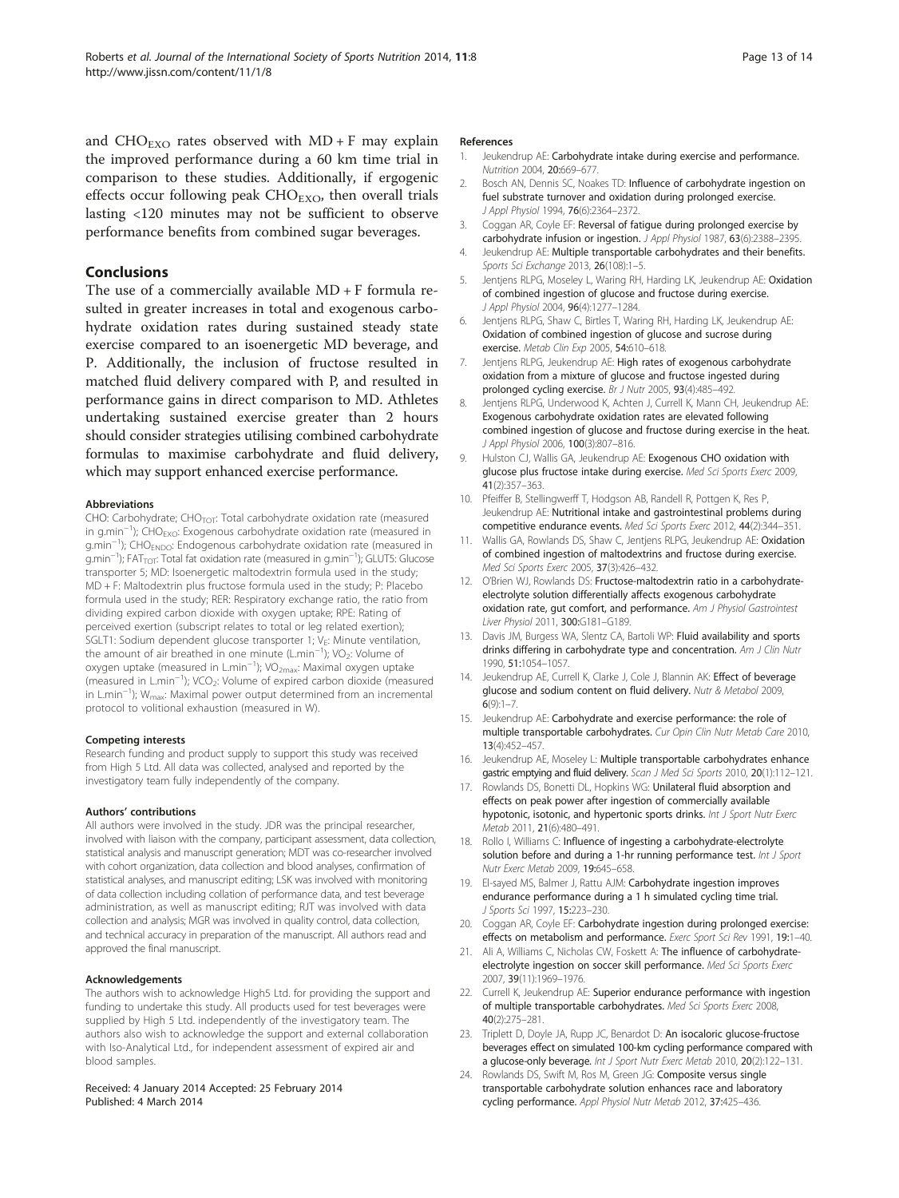and $CHO_{EXO}$ rates observed with MD + F may explain the improved performance during a 60 km time trial in comparison to these studies. Additionally, if ergogenic effects occur following peak $CHO_{EXO}$, then overall trials lasting <120 minutes may not be sufficient to observe performance benefits from combined sugar beverages.

## Conclusions

The use of a commercially available MD + F formula resulted in greater increases in total and exogenous carbohydrate oxidation rates during sustained steady state exercise compared to an isoenergetic MD beverage, and P. Additionally, the inclusion of fructose resulted in matched fluid delivery compared with P, and resulted in performance gains in direct comparison to MD. Athletes undertaking sustained exercise greater than 2 hours should consider strategies utilising combined carbohydrate formulas to maximise carbohydrate and fluid delivery, which may support enhanced exercise performance.

#### Abbreviations

CHO: Carbohydrate; $CHO_{TOT}$: Total carbohydrate oxidation rate (measured in $g.min^{-1}$); $CHO_{EXO}$: Exogenous carbohydrate oxidation rate (measured in $g.min^{-1}$); $CHO_{ENDO}$: Endogenous carbohydrate oxidation rate (measured in $g.min^{-1}$); $FAT_{TOT}$: Total fat oxidation rate (measured in $g.min^{-1}$); GLUT5: Glucose transporter 5; MD: Isoenergetic maltodextrin formula used in the study; MD + F: Maltodextrin plus fructose formula used in the study; P: Placebo formula used in the study; RER: Respiratory exchange ratio, the ratio from dividing expired carbon dioxide with oxygen uptake; RPE: Rating of perceived exertion (subscript relates to total or leg related exertion); SGLT1: Sodium dependent glucose transporter 1; $V_E$: Minute ventilation, the amount of air breathed in one minute ($L.min^{-1}$); $VO_2$: Volume of oxygen uptake (measured in $L.min^{-1}$); $VO_{2max}$: Maximal oxygen uptake (measured in $L.min^{-1}$); $VCO_2$: Volume of expired carbon dioxide (measured in $L.min^{-1}$); $W_{max}$: Maximal power output determined from an incremental protocol to volitional exhaustion (measured in W).

#### Competing interests

Research funding and product supply to support this study was received from High 5 Ltd. All data was collected, analysed and reported by the investigatory team fully independently of the company.

#### Authors' contributions

All authors were involved in the study. JDR was the principal researcher, involved with liaison with the company, participant assessment, data collection, statistical analysis and manuscript generation; MDT was co-researcher involved with cohort organization, data collection and blood analyses, confirmation of statistical analyses, and manuscript editing; LSK was involved with monitoring of data collection including collation of performance data, and test beverage administration, as well as manuscript editing; RJT was involved with data collection and analysis; MGR was involved in quality control, data collection, and technical accuracy in preparation of the manuscript. All authors read and approved the final manuscript.

#### Acknowledgements

The authors wish to acknowledge High5 Ltd. for providing the support and funding to undertake this study. All products used for test beverages were supplied by High 5 Ltd. independently of the investigatory team. The authors also wish to acknowledge the support and external collaboration with Iso-Analytical Ltd., for independent assessment of expired air and blood samples.

Received: 4 January 2014 Accepted: 25 February 2014
Published: 4 March 2014

#### References

1. Jeukendrup AE: **Carbohydrate intake during exercise and performance.** *Nutrition* 2004, **20**:669–677.
2. Bosch AN, Dennis SC, Noakes TD: **Influence of carbohydrate ingestion on fuel substrate turnover and oxidation during prolonged exercise.** *J Appl Physiol* 1994, **76**(6):2364–2372.
3. Coggan AR, Coyle EF: **Reversal of fatigue during prolonged exercise by carbohydrate infusion or ingestion.** *J Appl Physiol* 1987, **63**(6):2388–2395.
4. Jeukendrup AE: **Multiple transportable carbohydrates and their benefits.** *Sports Sci Exchange* 2013, **26**(108):1–5.
5. Jentjens RLPG, Moseley L, Waring RH, Harding LK, Jeukendrup AE: **Oxidation of combined ingestion of glucose and fructose during exercise.** *J Appl Physiol* 2004, **96**(4):1277–1284.
6. Jentjens RLPG, Shaw C, Birtles T, Waring RH, Harding LK, Jeukendrup AE: **Oxidation of combined ingestion of glucose and sucrose during exercise.** *Metab Clin Exp* 2005, **54**:610–618.
7. Jentjens RLPG, Jeukendrup AE: **High rates of exogenous carbohydrate oxidation from a mixture of glucose and fructose ingested during prolonged cycling exercise.** *Br J Nutr* 2005, **93**(4):485–492.
8. Jentjens RLPG, Underwood K, Achten J, Currell K, Mann CH, Jeukendrup AE: **Exogenous carbohydrate oxidation rates are elevated following combined ingestion of glucose and fructose during exercise in the heat.** *J Appl Physiol* 2006, **100**(3):807–816.
9. Hulston CJ, Wallis GA, Jeukendrup AE: **Exogenous CHO oxidation with glucose plus fructose intake during exercise.** *Med Sci Sports Exerc* 2009, **41**(2):357–363.
10. Pfeiffer B, Stellingwerff T, Hodgson AB, Randell R, Pottgen K, Res P, Jeukendrup AE: **Nutritional intake and gastrointestinal problems during competitive endurance events.** *Med Sci Sports Exerc* 2012, **44**(2):344–351.
11. Wallis GA, Rowlands DS, Shaw C, Jentjens RLPG, Jeukendrup AE: **Oxidation of combined ingestion of maltodextrins and fructose during exercise.** *Med Sci Sports Exerc* 2005, **37**(3):426–432.
12. O'Brien WJ, Rowlands DS: **Fructose-maltodextrin ratio in a carbohydrate-electrolyte solution differentially affects exogenous carbohydrate oxidation rate, gut comfort, and performance.** *Am J Physiol Gastrointest Liver Physiol* 2011, **300**:G181–G189.
13. Davis JM, Burgess WA, Slentz CA, Bartoli WP: **Fluid availability and sports drinks differing in carbohydrate type and concentration.** *Am J Clin Nutr* 1990, **51**:1054–1057.
14. Jeukendrup AE, Currell K, Clarke J, Cole J, Blannin AK: **Effect of beverage glucose and sodium content on fluid delivery.** *Nutr & Metabol* 2009, **6**(9):1–7.
15. Jeukendrup AE: **Carbohydrate and exercise performance: the role of multiple transportable carbohydrates.** *Cur Opin Clin Nutr Metab Care* 2010, **13**(4):452–457.
16. Jeukendrup AE, Moseley L: **Multiple transportable carbohydrates enhance gastric emptying and fluid delivery.** *Scan J Med Sci Sports* 2010, **20**(1):112–121.
17. Rowlands DS, Bonetti DL, Hopkins WG: **Unilateral fluid absorption and effects on peak power after ingestion of commercially available hypotonic, isotonic, and hypertonic sports drinks.** *Int J Sport Nutr Exerc Metab* 2011, **21**(6):480–491.
18. Rollo I, Williams C: **Influence of ingesting a carbohydrate-electrolyte solution before and during a 1-hr running performance test.** *Int J Sport Nutr Exerc Metab* 2009, **19**:645–658.
19. El-sayed MS, Balmer J, Rattu AJM: **Carbohydrate ingestion improves endurance performance during a 1 h simulated cycling time trial.** *J Sports Sci* 1997, **15**:223–230.
20. Coggan AR, Coyle EF: **Carbohydrate ingestion during prolonged exercise: effects on metabolism and performance.** *Exerc Sport Sci Rev* 1991, **19**:1–40.
21. Ali A, Williams C, Nicholas CW, Foskett A: **The influence of carbohydrate-electrolyte ingestion on soccer skill performance.** *Med Sci Sports Exerc* 2007, **39**(11):1969–1976.
22. Currell K, Jeukendrup AE: **Superior endurance performance with ingestion of multiple transportable carbohydrates.** *Med Sci Sports Exerc* 2008, **40**(2):275–281.
23. Triplett D, Doyle JA, Rupp JC, Benardot D: **An isocaloric glucose-fructose beverages effect on simulated 100-km cycling performance compared with a glucose-only beverage.** *Int J Sport Nutr Exerc Metab* 2010, **20**(2):122–131.
24. Rowlands DS, Swift M, Ros M, Green JG: **Composite versus single transportable carbohydrate solution enhances race and laboratory cycling performance.** *Appl Physiol Nutr Metab* 2012, **37**:425–436.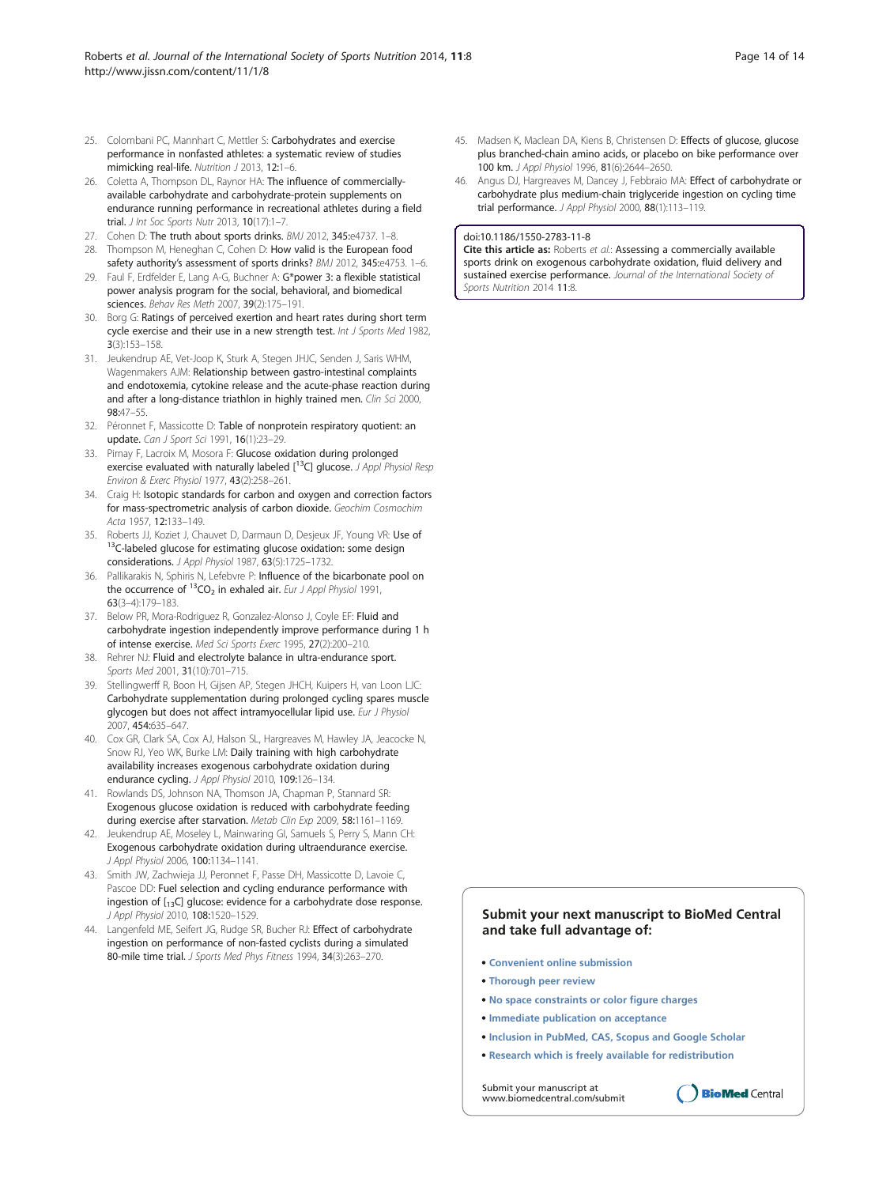25. Colombani PC, Mannhart C, Mettler S: **Carbohydrates and exercise performance in nonfasted athletes: a systematic review of studies mimicking real-life.** *Nutrition J* 2013, **12:**1–6.
26. Coletta A, Thompson DL, Raynor HA: **The influence of commercially-available carbohydrate and carbohydrate-protein supplements on endurance running performance in recreational athletes during a field trial.** *J Int Soc Sports Nutr* 2013, **10**(17):1–7.
27. Cohen D: **The truth about sports drinks.** *BMJ* 2012, **345:**e4737. 1–8.
28. Thompson M, Heneghan C, Cohen D: **How valid is the European food safety authority's assessment of sports drinks?** *BMJ* 2012, **345:**e4753. 1–6.
29. Faul F, Erdfelder E, Lang A-G, Buchner A: **G*power 3: a flexible statistical power analysis program for the social, behavioral, and biomedical sciences.** *Behav Res Meth* 2007, **39**(2):175–191.
30. Borg G: **Ratings of perceived exertion and heart rates during short term cycle exercise and their use in a new strength test.** *Int J Sports Med* 1982, **3**(3):153–158.
31. Jeukendrup AE, Vet-Joop K, Sturk A, Stegen JHJC, Senden J, Saris WHM, Wagenmakers AJM: **Relationship between gastro-intestinal complaints and endotoxemia, cytokine release and the acute-phase reaction during and after a long-distance triathlon in highly trained men.** *Clin Sci* 2000, **98:**47–55.
32. Péronnet F, Massicotte D: **Table of nonprotein respiratory quotient: an update.** *Can J Sport Sci* 1991, **16**(1):23–29.
33. Pirnay F, Lacroix M, Mosora F: **Glucose oxidation during prolonged exercise evaluated with naturally labeled [$^{13}$C] glucose.** *J Appl Physiol Resp Environ & Exerc Physiol* 1977, **43**(2):258–261.
34. Craig H: **Isotopic standards for carbon and oxygen and correction factors for mass-spectrometric analysis of carbon dioxide.** *Geochim Cosmochim Acta* 1957, **12:**133–149.
35. Roberts JJ, Koziet J, Chauvet D, Darmaun D, Desjeux JF, Young VR: **Use of $^{13}$C-labeled glucose for estimating glucose oxidation: some design considerations.** *J Appl Physiol* 1987, **63**(5):1725–1732.
36. Pallikarakis N, Sphiris N, Lefebvre P: **Influence of the bicarbonate pool on the occurrence of $^{13}CO_2$ in exhaled air.** *Eur J Appl Physiol* 1991, **63**(3–4):179–183.
37. Below PR, Mora-Rodriguez R, Gonzalez-Alonso J, Coyle EF: **Fluid and carbohydrate ingestion independently improve performance during 1 h of intense exercise.** *Med Sci Sports Exerc* 1995, **27**(2):200–210.
38. Rehrer NJ: **Fluid and electrolyte balance in ultra-endurance sport.** *Sports Med* 2001, **31**(10):701–715.
39. Stellingwerff R, Boon H, Gijsen AP, Stegen JHCH, Kuipers H, van Loon LJC: **Carbohydrate supplementation during prolonged cycling spares muscle glycogen but does not affect intramyocellular lipid use.** *Eur J Physiol* 2007, **454:**635–647.
40. Cox GR, Clark SA, Cox AJ, Halson SL, Hargreaves M, Hawley JA, Jeacocke N, Snow RJ, Yeo WK, Burke LM: **Daily training with high carbohydrate availability increases exogenous carbohydrate oxidation during endurance cycling.** *J Appl Physiol* 2010, **109:**126–134.
41. Rowlands DS, Johnson NA, Thomson JA, Chapman P, Stannard SR: **Exogenous glucose oxidation is reduced with carbohydrate feeding during exercise after starvation.** *Metab Clin Exp* 2009, **58:**1161–1169.
42. Jeukendrup AE, Moseley L, Mainwaring GI, Samuels S, Perry S, Mann CH: **Exogenous carbohydrate oxidation during ultraendurance exercise.** *J Appl Physiol* 2006, **100:**1134–1141.
43. Smith JW, Zachwieja JJ, Peronnet F, Passe DH, Massicotte D, Lavoie C, Pascoe DD: **Fuel selection and cycling endurance performance with ingestion of [$_{13}$C] glucose: evidence for a carbohydrate dose response.** *J Appl Physiol* 2010, **108:**1520–1529.
44. Langenfeld ME, Seifert JG, Rudge SR, Bucher RJ: **Effect of carbohydrate ingestion on performance of non-fasted cyclists during a simulated 80-mile time trial.** *J Sports Med Phys Fitness* 1994, **34**(3):263–270.
45. Madsen K, Maclean DA, Kiens B, Christensen D: **Effects of glucose, glucose plus branched-chain amino acids, or placebo on bike performance over 100 km.** *J Appl Physiol* 1996, **81**(6):2644–2650.
46. Angus DJ, Hargreaves M, Dancey J, Febbraio MA: **Effect of carbohydrate or carbohydrate plus medium-chain triglyceride ingestion on cycling time trial performance.** *J Appl Physiol* 2000, **88**(1):113–119.

doi:10.1186/1550-2783-11-8

**Cite this article as:** Roberts *et al.*: Assessing a commercially available sports drink on exogenous carbohydrate oxidation, fluid delivery and sustained exercise performance. *Journal of the International Society of Sports Nutrition* 2014 **11**:8.

**Submit your next manuscript to BioMed Central and take full advantage of:**

- Convenient online submission
- Thorough peer review
- No space constraints or color figure charges
- Immediate publication on acceptance
- Inclusion in PubMed, CAS, Scopus and Google Scholar
- Research which is freely available for redistribution

Submit your manuscript at
www.biomedcentral.com/submit

BioMed Central